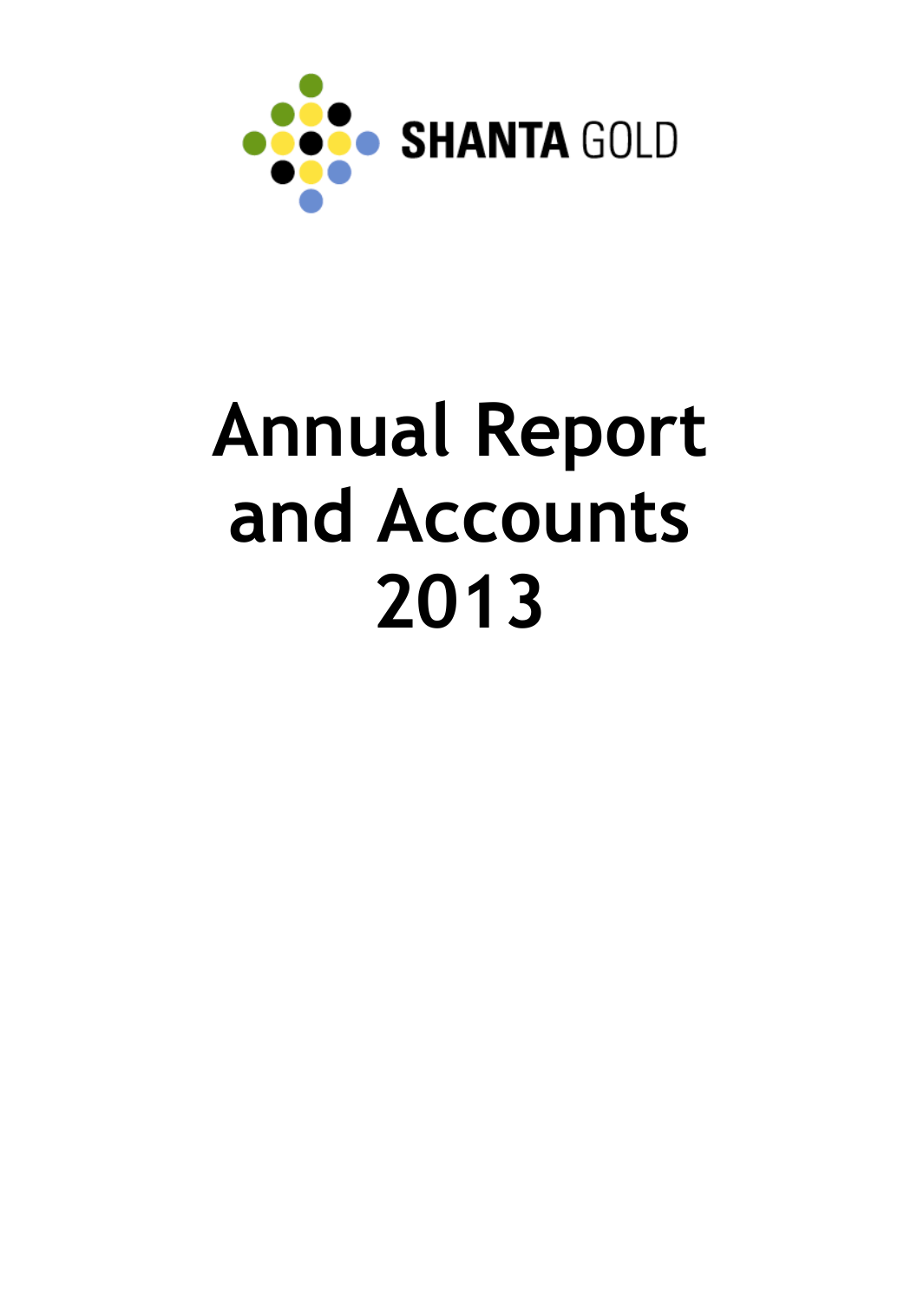SHANTA GOLD

# Annual Report and Accounts 2013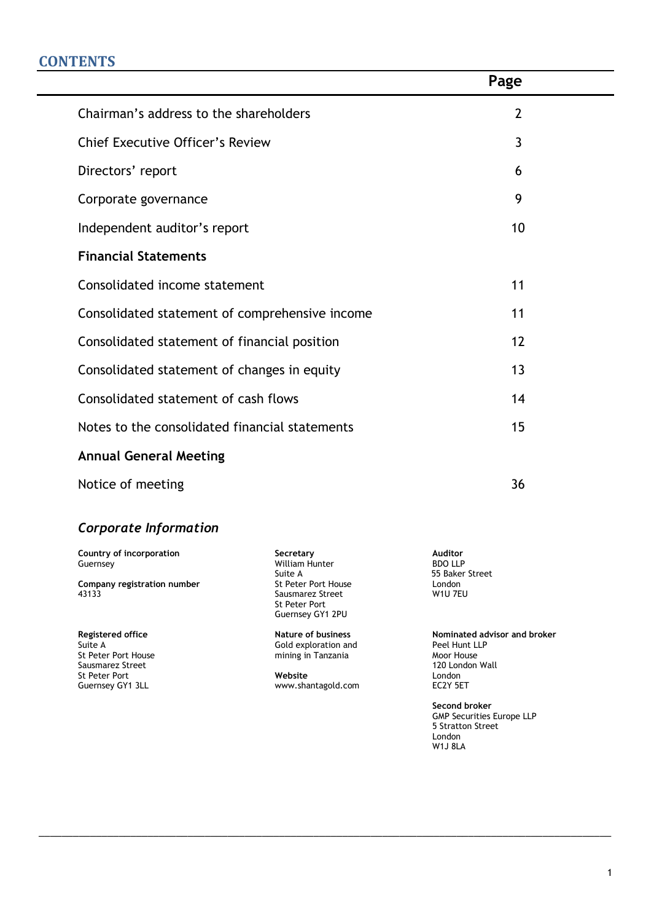## CONTENTS

| | Page |
|---|---|
| Chairman's address to the shareholders | 2 |
| Chief Executive Officer's Review | 3 |
| Directors' report | 6 |
| Corporate governance | 9 |
| Independent auditor's report | 10 |
| **Financial Statements** | |
| Consolidated income statement | 11 |
| Consolidated statement of comprehensive income | 11 |
| Consolidated statement of financial position | 12 |
| Consolidated statement of changes in equity | 13 |
| Consolidated statement of cash flows | 14 |
| Notes to the consolidated financial statements | 15 |
| **Annual General Meeting** | |
| Notice of meeting | 36 |

### *Corporate Information*

**Country of incorporation**
Guernsey

**Company registration number**
43133

**Registered office**
Suite A
St Peter Port House
Sausmarez Street
St Peter Port
Guernsey GY1 3LL

**Secretary**
William Hunter
Suite A
St Peter Port House
Sausmarez Street
St Peter Port
Guernsey GY1 2PU

**Nature of business**
Gold exploration and mining in Tanzania

**Website**
www.shantagold.com

**Auditor**
BDO LLP
55 Baker Street
London
W1U 7EU

**Nominated advisor and broker**
Peel Hunt LLP
Moor House
120 London Wall
London
EC2Y 5ET

**Second broker**
GMP Securities Europe LLP
5 Stratton Street
London
W1J 8LA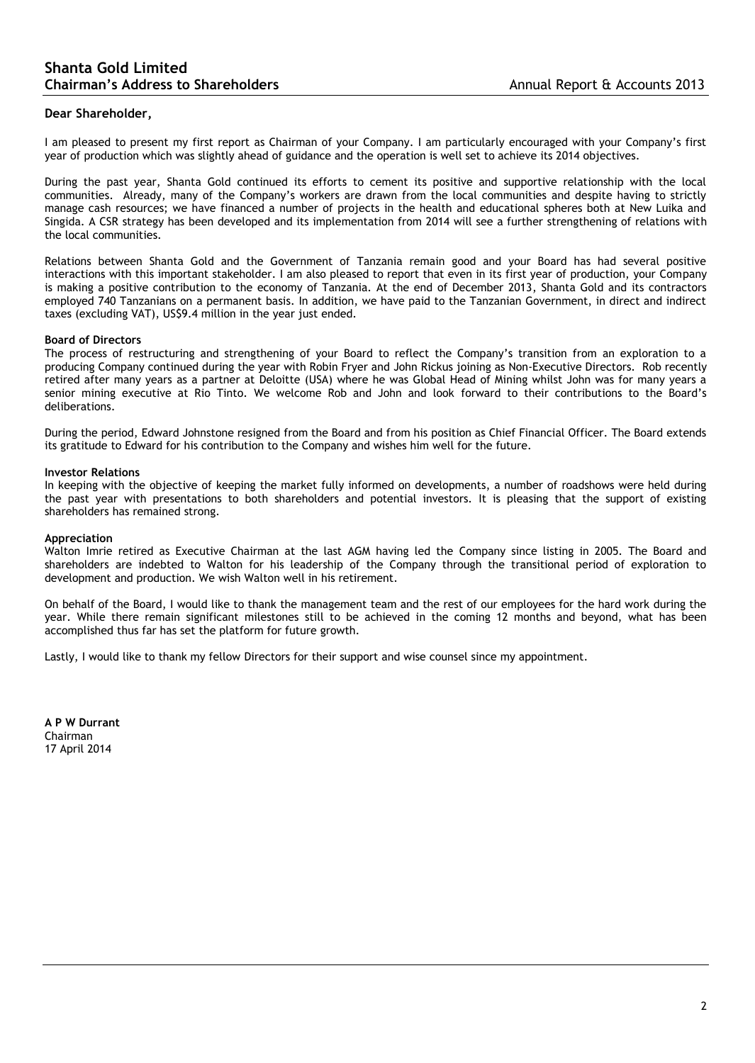# Chairman's Address to Shareholders

**Dear Shareholder,**

I am pleased to present my first report as Chairman of your Company. I am particularly encouraged with your Company's first year of production which was slightly ahead of guidance and the operation is well set to achieve its 2014 objectives.

During the past year, Shanta Gold continued its efforts to cement its positive and supportive relationship with the local communities. Already, many of the Company's workers are drawn from the local communities and despite having to strictly manage cash resources; we have financed a number of projects in the health and educational spheres both at New Luika and Singida. A CSR strategy has been developed and its implementation from 2014 will see a further strengthening of relations with the local communities.

Relations between Shanta Gold and the Government of Tanzania remain good and your Board has had several positive interactions with this important stakeholder. I am also pleased to report that even in its first year of production, your Company is making a positive contribution to the economy of Tanzania. At the end of December 2013, Shanta Gold and its contractors employed 740 Tanzanians on a permanent basis. In addition, we have paid to the Tanzanian Government, in direct and indirect taxes (excluding VAT), US$9.4 million in the year just ended.

**Board of Directors**

The process of restructuring and strengthening of your Board to reflect the Company's transition from an exploration to a producing Company continued during the year with Robin Fryer and John Rickus joining as Non-Executive Directors. Rob recently retired after many years as a partner at Deloitte (USA) where he was Global Head of Mining whilst John was for many years a senior mining executive at Rio Tinto. We welcome Rob and John and look forward to their contributions to the Board's deliberations.

During the period, Edward Johnstone resigned from the Board and from his position as Chief Financial Officer. The Board extends its gratitude to Edward for his contribution to the Company and wishes him well for the future.

**Investor Relations**

In keeping with the objective of keeping the market fully informed on developments, a number of roadshows were held during the past year with presentations to both shareholders and potential investors. It is pleasing that the support of existing shareholders has remained strong.

**Appreciation**

Walton Imrie retired as Executive Chairman at the last AGM having led the Company since listing in 2005. The Board and shareholders are indebted to Walton for his leadership of the Company through the transitional period of exploration to development and production. We wish Walton well in his retirement.

On behalf of the Board, I would like to thank the management team and the rest of our employees for the hard work during the year. While there remain significant milestones still to be achieved in the coming 12 months and beyond, what has been accomplished thus far has set the platform for future growth.

Lastly, I would like to thank my fellow Directors for their support and wise counsel since my appointment.

**A P W Durrant**
Chairman
17 April 2014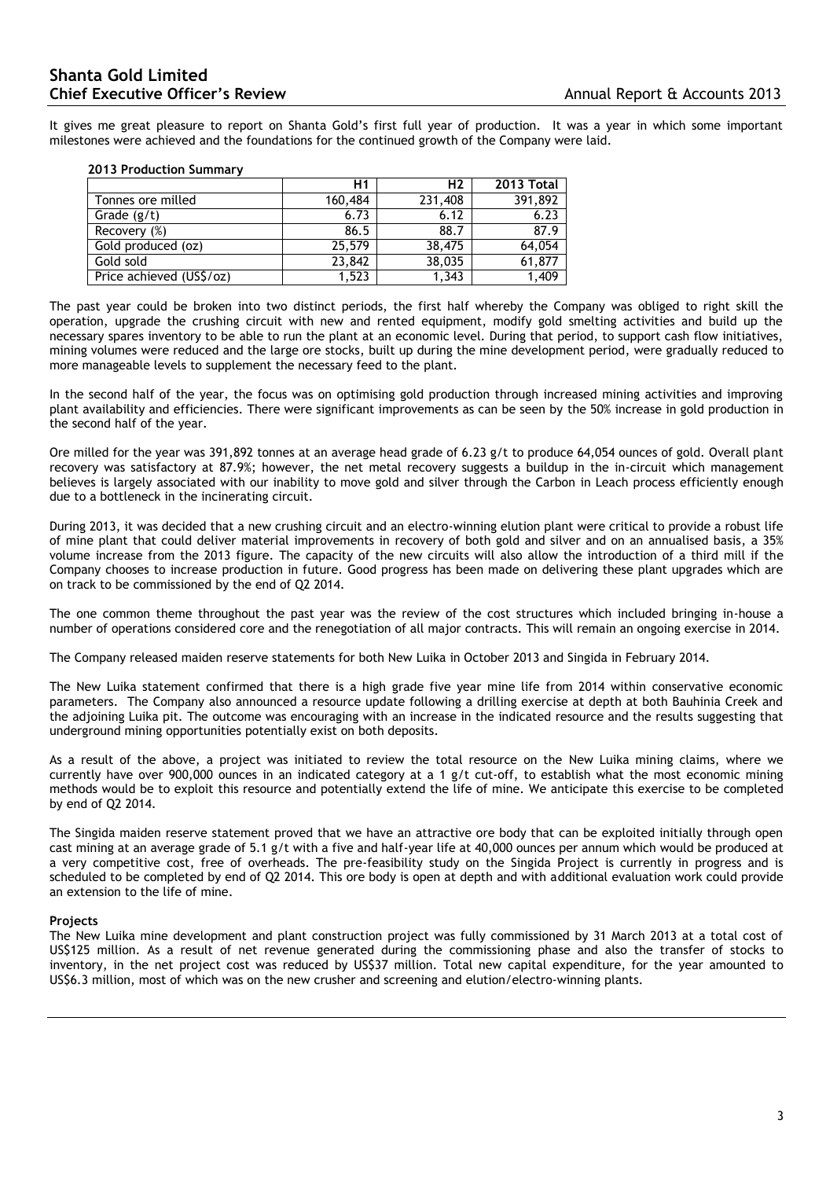It gives me great pleasure to report on Shanta Gold's first full year of production. It was a year in which some important milestones were achieved and the foundations for the continued growth of the Company were laid.

**2013 Production Summary**

| | H1 | H2 | 2013 Total |
|---|---|---|---|
| Tonnes ore milled | 160,484 | 231,408 | 391,892 |
| Grade (g/t) | 6.73 | 6.12 | 6.23 |
| Recovery (%) | 86.5 | 88.7 | 87.9 |
| Gold produced (oz) | 25,579 | 38,475 | 64,054 |
| Gold sold | 23,842 | 38,035 | 61,877 |
| Price achieved (US$/oz) | 1,523 | 1,343 | 1,409 |

The past year could be broken into two distinct periods, the first half whereby the Company was obliged to right skill the operation, upgrade the crushing circuit with new and rented equipment, modify gold smelting activities and build up the necessary spares inventory to be able to run the plant at an economic level. During that period, to support cash flow initiatives, mining volumes were reduced and the large ore stocks, built up during the mine development period, were gradually reduced to more manageable levels to supplement the necessary feed to the plant.

In the second half of the year, the focus was on optimising gold production through increased mining activities and improving plant availability and efficiencies. There were significant improvements as can be seen by the 50% increase in gold production in the second half of the year.

Ore milled for the year was 391,892 tonnes at an average head grade of 6.23 g/t to produce 64,054 ounces of gold. Overall plant recovery was satisfactory at 87.9%; however, the net metal recovery suggests a buildup in the in-circuit which management believes is largely associated with our inability to move gold and silver through the Carbon in Leach process efficiently enough due to a bottleneck in the incinerating circuit.

During 2013, it was decided that a new crushing circuit and an electro-winning elution plant were critical to provide a robust life of mine plant that could deliver material improvements in recovery of both gold and silver and on an annualised basis, a 35% volume increase from the 2013 figure. The capacity of the new circuits will also allow the introduction of a third mill if the Company chooses to increase production in future. Good progress has been made on delivering these plant upgrades which are on track to be commissioned by the end of Q2 2014.

The one common theme throughout the past year was the review of the cost structures which included bringing in-house a number of operations considered core and the renegotiation of all major contracts. This will remain an ongoing exercise in 2014.

The Company released maiden reserve statements for both New Luika in October 2013 and Singida in February 2014.

The New Luika statement confirmed that there is a high grade five year mine life from 2014 within conservative economic parameters. The Company also announced a resource update following a drilling exercise at depth at both Bauhinia Creek and the adjoining Luika pit. The outcome was encouraging with an increase in the indicated resource and the results suggesting that underground mining opportunities potentially exist on both deposits.

As a result of the above, a project was initiated to review the total resource on the New Luika mining claims, where we currently have over 900,000 ounces in an indicated category at a 1 g/t cut-off, to establish what the most economic mining methods would be to exploit this resource and potentially extend the life of mine. We anticipate this exercise to be completed by end of Q2 2014.

The Singida maiden reserve statement proved that we have an attractive ore body that can be exploited initially through open cast mining at an average grade of 5.1 g/t with a five and half-year life at 40,000 ounces per annum which would be produced at a very competitive cost, free of overheads. The pre-feasibility study on the Singida Project is currently in progress and is scheduled to be completed by end of Q2 2014. This ore body is open at depth and with additional evaluation work could provide an extension to the life of mine.

**Projects**

The New Luika mine development and plant construction project was fully commissioned by 31 March 2013 at a total cost of US$125 million. As a result of net revenue generated during the commissioning phase and also the transfer of stocks to inventory, in the net project cost was reduced by US$37 million. Total new capital expenditure, for the year amounted to US$6.3 million, most of which was on the new crusher and screening and elution/electro-winning plants.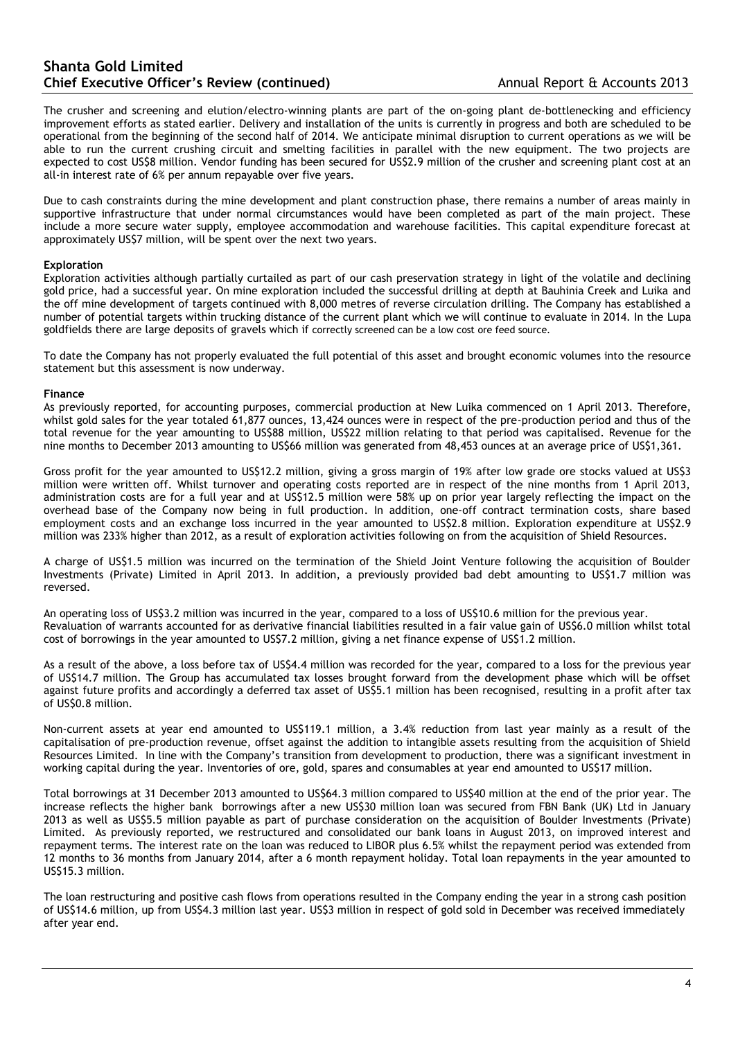The crusher and screening and elution/electro-winning plants are part of the on-going plant de-bottlenecking and efficiency improvement efforts as stated earlier. Delivery and installation of the units is currently in progress and both are scheduled to be operational from the beginning of the second half of 2014. We anticipate minimal disruption to current operations as we will be able to run the current crushing circuit and smelting facilities in parallel with the new equipment. The two projects are expected to cost US$8 million. Vendor funding has been secured for US$2.9 million of the crusher and screening plant cost at an all-in interest rate of 6% per annum repayable over five years.

Due to cash constraints during the mine development and plant construction phase, there remains a number of areas mainly in supportive infrastructure that under normal circumstances would have been completed as part of the main project. These include a more secure water supply, employee accommodation and warehouse facilities. This capital expenditure forecast at approximately US$7 million, will be spent over the next two years.

**Exploration**

Exploration activities although partially curtailed as part of our cash preservation strategy in light of the volatile and declining gold price, had a successful year. On mine exploration included the successful drilling at depth at Bauhinia Creek and Luika and the off mine development of targets continued with 8,000 metres of reverse circulation drilling. The Company has established a number of potential targets within trucking distance of the current plant which we will continue to evaluate in 2014. In the Lupa goldfields there are large deposits of gravels which if correctly screened can be a low cost ore feed source.

To date the Company has not properly evaluated the full potential of this asset and brought economic volumes into the resource statement but this assessment is now underway.

**Finance**

As previously reported, for accounting purposes, commercial production at New Luika commenced on 1 April 2013. Therefore, whilst gold sales for the year totaled 61,877 ounces, 13,424 ounces were in respect of the pre-production period and thus of the total revenue for the year amounting to US$88 million, US$22 million relating to that period was capitalised. Revenue for the nine months to December 2013 amounting to US$66 million was generated from 48,453 ounces at an average price of US$1,361.

Gross profit for the year amounted to US$12.2 million, giving a gross margin of 19% after low grade ore stocks valued at US$3 million were written off. Whilst turnover and operating costs reported are in respect of the nine months from 1 April 2013, administration costs are for a full year and at US$12.5 million were 58% up on prior year largely reflecting the impact on the overhead base of the Company now being in full production. In addition, one-off contract termination costs, share based employment costs and an exchange loss incurred in the year amounted to US$2.8 million. Exploration expenditure at US$2.9 million was 233% higher than 2012, as a result of exploration activities following on from the acquisition of Shield Resources.

A charge of US$1.5 million was incurred on the termination of the Shield Joint Venture following the acquisition of Boulder Investments (Private) Limited in April 2013. In addition, a previously provided bad debt amounting to US$1.7 million was reversed.

An operating loss of US$3.2 million was incurred in the year, compared to a loss of US$10.6 million for the previous year. Revaluation of warrants accounted for as derivative financial liabilities resulted in a fair value gain of US$6.0 million whilst total cost of borrowings in the year amounted to US$7.2 million, giving a net finance expense of US$1.2 million.

As a result of the above, a loss before tax of US$4.4 million was recorded for the year, compared to a loss for the previous year of US$14.7 million. The Group has accumulated tax losses brought forward from the development phase which will be offset against future profits and accordingly a deferred tax asset of US$5.1 million has been recognised, resulting in a profit after tax of US$0.8 million.

Non-current assets at year end amounted to US$119.1 million, a 3.4% reduction from last year mainly as a result of the capitalisation of pre-production revenue, offset against the addition to intangible assets resulting from the acquisition of Shield Resources Limited. In line with the Company's transition from development to production, there was a significant investment in working capital during the year. Inventories of ore, gold, spares and consumables at year end amounted to US$17 million.

Total borrowings at 31 December 2013 amounted to US$64.3 million compared to US$40 million at the end of the prior year. The increase reflects the higher bank borrowings after a new US$30 million loan was secured from FBN Bank (UK) Ltd in January 2013 as well as US$5.5 million payable as part of purchase consideration on the acquisition of Boulder Investments (Private) Limited. As previously reported, we restructured and consolidated our bank loans in August 2013, on improved interest and repayment terms. The interest rate on the loan was reduced to LIBOR plus 6.5% whilst the repayment period was extended from 12 months to 36 months from January 2014, after a 6 month repayment holiday. Total loan repayments in the year amounted to US$15.3 million.

The loan restructuring and positive cash flows from operations resulted in the Company ending the year in a strong cash position of US$14.6 million, up from US$4.3 million last year. US$3 million in respect of gold sold in December was received immediately after year end.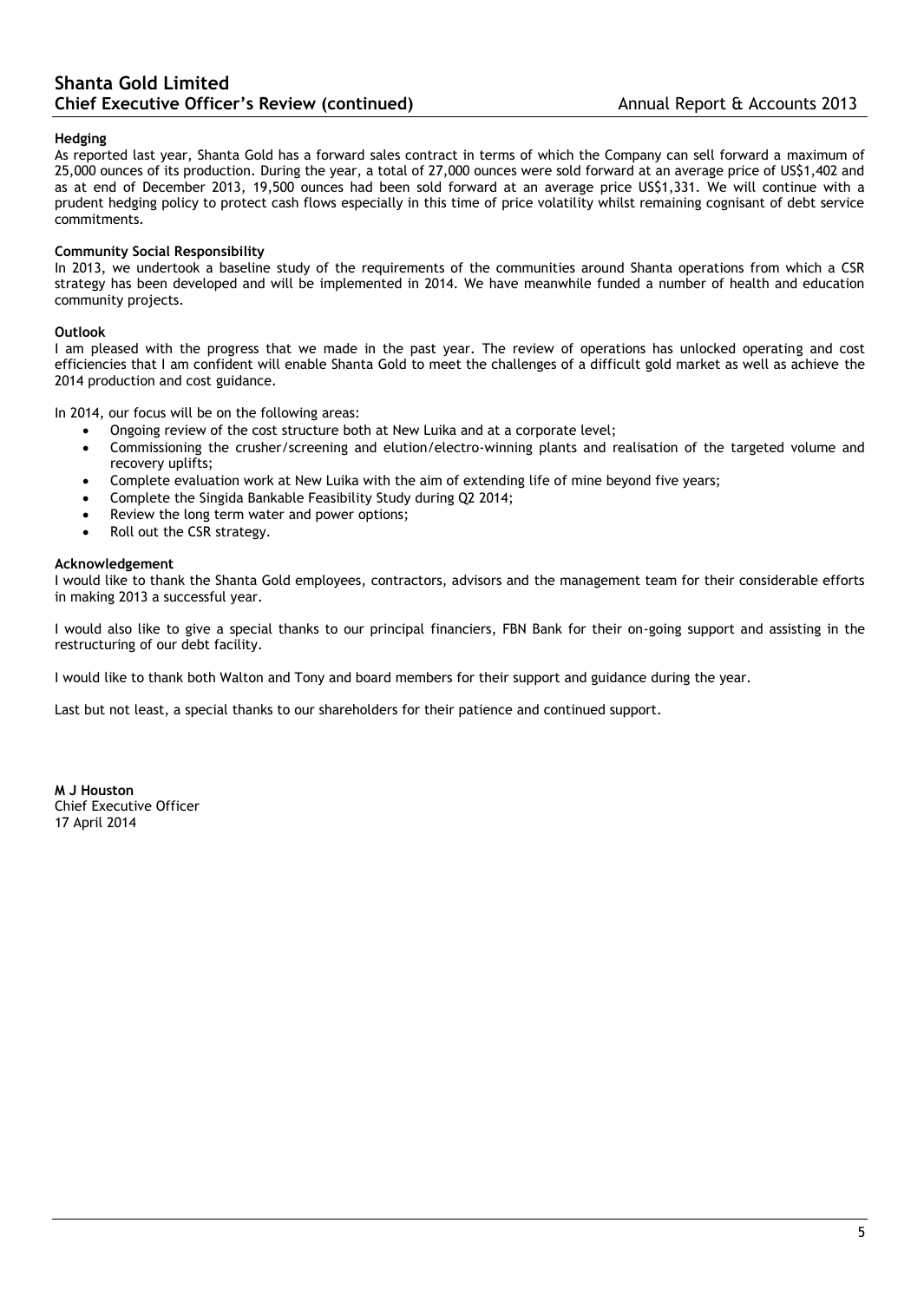### Hedging

As reported last year, Shanta Gold has a forward sales contract in terms of which the Company can sell forward a maximum of 25,000 ounces of its production. During the year, a total of 27,000 ounces were sold forward at an average price of US$1,402 and as at end of December 2013, 19,500 ounces had been sold forward at an average price US$1,331. We will continue with a prudent hedging policy to protect cash flows especially in this time of price volatility whilst remaining cognisant of debt service commitments.

### Community Social Responsibility

In 2013, we undertook a baseline study of the requirements of the communities around Shanta operations from which a CSR strategy has been developed and will be implemented in 2014. We have meanwhile funded a number of health and education community projects.

### Outlook

I am pleased with the progress that we made in the past year. The review of operations has unlocked operating and cost efficiencies that I am confident will enable Shanta Gold to meet the challenges of a difficult gold market as well as achieve the 2014 production and cost guidance.

In 2014, our focus will be on the following areas:

- Ongoing review of the cost structure both at New Luika and at a corporate level;
- Commissioning the crusher/screening and elution/electro-winning plants and realisation of the targeted volume and recovery uplifts;
- Complete evaluation work at New Luika with the aim of extending life of mine beyond five years;
- Complete the Singida Bankable Feasibility Study during Q2 2014;
- Review the long term water and power options;
- Roll out the CSR strategy.

### Acknowledgement

I would like to thank the Shanta Gold employees, contractors, advisors and the management team for their considerable efforts in making 2013 a successful year.

I would also like to give a special thanks to our principal financiers, FBN Bank for their on-going support and assisting in the restructuring of our debt facility.

I would like to thank both Walton and Tony and board members for their support and guidance during the year.

Last but not least, a special thanks to our shareholders for their patience and continued support.

**M J Houston**
Chief Executive Officer
17 April 2014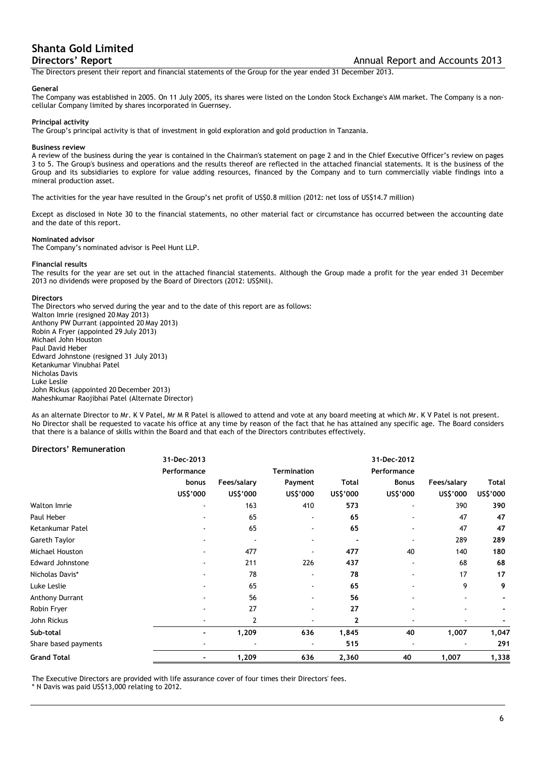# Shanta Gold Limited

## Directors' Report

The Directors present their report and financial statements of the Group for the year ended 31 December 2013.

### General

The Company was established in 2005. On 11 July 2005, its shares were listed on the London Stock Exchange's AIM market. The Company is a non-cellular Company limited by shares incorporated in Guernsey.

### Principal activity

The Group's principal activity is that of investment in gold exploration and gold production in Tanzania.

### Business review

A review of the business during the year is contained in the Chairman's statement on page 2 and in the Chief Executive Officer's review on pages 3 to 5. The Group's business and operations and the results thereof are reflected in the attached financial statements. It is the business of the Group and its subsidiaries to explore for value adding resources, financed by the Company and to turn commercially viable findings into a mineral production asset.

The activities for the year have resulted in the Group's net profit of US$0.8 million (2012: net loss of US$14.7 million)

Except as disclosed in Note 30 to the financial statements, no other material fact or circumstance has occurred between the accounting date and the date of this report.

### Nominated advisor

The Company's nominated advisor is Peel Hunt LLP.

### Financial results

The results for the year are set out in the attached financial statements. Although the Group made a profit for the year ended 31 December 2013 no dividends were proposed by the Board of Directors (2012: US$Nil).

### Directors

The Directors who served during the year and to the date of this report are as follows:
Walton Imrie (resigned 20 May 2013)
Anthony PW Durrant (appointed 20 May 2013)
Robin A Fryer (appointed 29 July 2013)
Michael John Houston
Paul David Heber
Edward Johnstone (resigned 31 July 2013)
Ketankumar Vinubhai Patel
Nicholas Davis
Luke Leslie
John Rickus (appointed 20 December 2013)
Maheshkumar Raojibhai Patel (Alternate Director)

As an alternate Director to Mr. K V Patel, Mr M R Patel is allowed to attend and vote at any board meeting at which Mr. K V Patel is not present. No Director shall be requested to vacate his office at any time by reason of the fact that he has attained any specific age. The Board considers that there is a balance of skills within the Board and that each of the Directors contributes effectively.

### Directors' Remuneration

| | 31-Dec-2013 | | | | 31-Dec-2012 | | |
|---|---|---|---|---|---|---|---|
| | Performance bonus | Fees/salary | Termination Payment | Total | Performance Bonus | Fees/salary | Total |
| | US$'000 | US$'000 | US$'000 | US$'000 | US$'000 | US$'000 | US$'000 |
| Walton Imrie | - | 163 | 410 | **573** | - | 390 | **390** |
| Paul Heber | - | 65 | - | **65** | - | 47 | **47** |
| Ketankumar Patel | - | 65 | - | **65** | - | 47 | **47** |
| Gareth Taylor | - | - | - | **-** | - | 289 | **289** |
| Michael Houston | - | 477 | - | **477** | 40 | 140 | **180** |
| Edward Johnstone | - | 211 | 226 | **437** | - | 68 | **68** |
| Nicholas Davis* | - | 78 | - | **78** | - | 17 | **17** |
| Luke Leslie | - | 65 | - | **65** | - | 9 | **9** |
| Anthony Durrant | - | 56 | - | **56** | - | - | **-** |
| Robin Fryer | - | 27 | - | **27** | - | - | **-** |
| John Rickus | - | 2 | - | **2** | - | - | **-** |
| **Sub-total** | **-** | **1,209** | **636** | **1,845** | **40** | **1,007** | **1,047** |
| Share based payments | - | - | - | **515** | - | - | **291** |
| **Grand Total** | **-** | **1,209** | **636** | **2,360** | **40** | **1,007** | **1,338** |

The Executive Directors are provided with life assurance cover of four times their Directors' fees.
* N Davis was paid US$13,000 relating to 2012.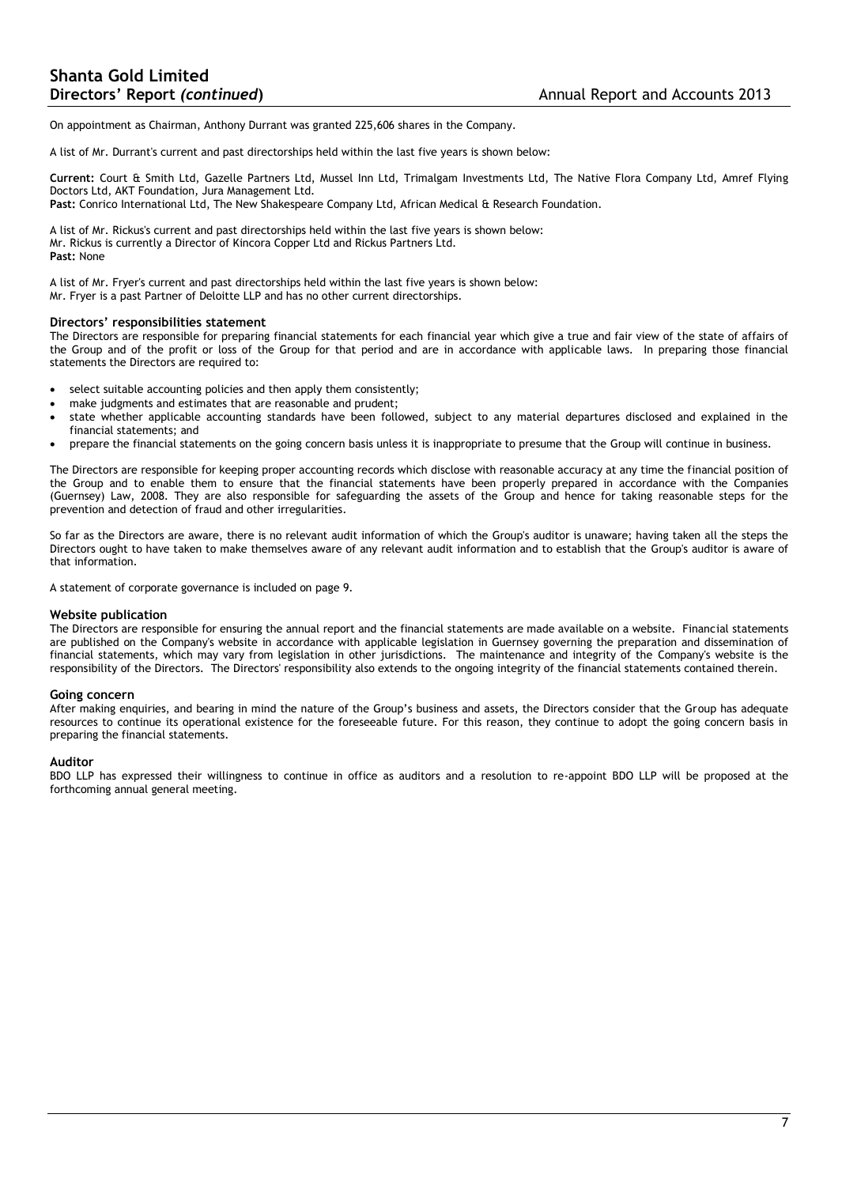On appointment as Chairman, Anthony Durrant was granted 225,606 shares in the Company.

A list of Mr. Durrant's current and past directorships held within the last five years is shown below:

**Current:** Court & Smith Ltd, Gazelle Partners Ltd, Mussel Inn Ltd, Trimalgam Investments Ltd, The Native Flora Company Ltd, Amref Flying Doctors Ltd, AKT Foundation, Jura Management Ltd.
**Past:** Conrico International Ltd, The New Shakespeare Company Ltd, African Medical & Research Foundation.

A list of Mr. Rickus's current and past directorships held within the last five years is shown below:
Mr. Rickus is currently a Director of Kincora Copper Ltd and Rickus Partners Ltd.
**Past:** None

A list of Mr. Fryer's current and past directorships held within the last five years is shown below:
Mr. Fryer is a past Partner of Deloitte LLP and has no other current directorships.

### Directors' responsibilities statement

The Directors are responsible for preparing financial statements for each financial year which give a true and fair view of the state of affairs of the Group and of the profit or loss of the Group for that period and are in accordance with applicable laws. In preparing those financial statements the Directors are required to:

- select suitable accounting policies and then apply them consistently;
- make judgments and estimates that are reasonable and prudent;
- state whether applicable accounting standards have been followed, subject to any material departures disclosed and explained in the financial statements; and
- prepare the financial statements on the going concern basis unless it is inappropriate to presume that the Group will continue in business.

The Directors are responsible for keeping proper accounting records which disclose with reasonable accuracy at any time the financial position of the Group and to enable them to ensure that the financial statements have been properly prepared in accordance with the Companies (Guernsey) Law, 2008. They are also responsible for safeguarding the assets of the Group and hence for taking reasonable steps for the prevention and detection of fraud and other irregularities.

So far as the Directors are aware, there is no relevant audit information of which the Group's auditor is unaware; having taken all the steps the Directors ought to have taken to make themselves aware of any relevant audit information and to establish that the Group's auditor is aware of that information.

A statement of corporate governance is included on page 9.

### Website publication

The Directors are responsible for ensuring the annual report and the financial statements are made available on a website. Financial statements are published on the Company's website in accordance with applicable legislation in Guernsey governing the preparation and dissemination of financial statements, which may vary from legislation in other jurisdictions. The maintenance and integrity of the Company's website is the responsibility of the Directors. The Directors' responsibility also extends to the ongoing integrity of the financial statements contained therein.

### Going concern

After making enquiries, and bearing in mind the nature of the Group's business and assets, the Directors consider that the Group has adequate resources to continue its operational existence for the foreseeable future. For this reason, they continue to adopt the going concern basis in preparing the financial statements.

### Auditor

BDO LLP has expressed their willingness to continue in office as auditors and a resolution to re-appoint BDO LLP will be proposed at the forthcoming annual general meeting.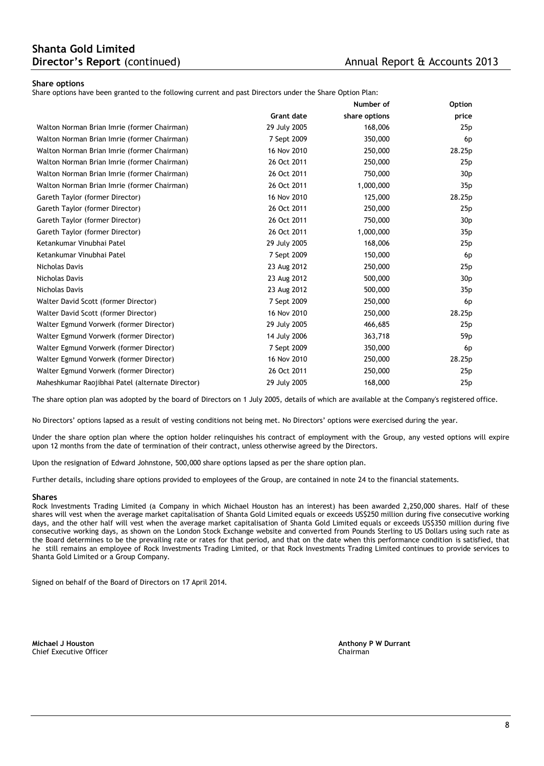### Share options

Share options have been granted to the following current and past Directors under the Share Option Plan:

| | Grant date | Number of share options | Option price |
|---|---|---|---|
| Walton Norman Brian Imrie (former Chairman) | 29 July 2005 | 168,006 | 25p |
| Walton Norman Brian Imrie (former Chairman) | 7 Sept 2009 | 350,000 | 6p |
| Walton Norman Brian Imrie (former Chairman) | 16 Nov 2010 | 250,000 | 28.25p |
| Walton Norman Brian Imrie (former Chairman) | 26 Oct 2011 | 250,000 | 25p |
| Walton Norman Brian Imrie (former Chairman) | 26 Oct 2011 | 750,000 | 30p |
| Walton Norman Brian Imrie (former Chairman) | 26 Oct 2011 | 1,000,000 | 35p |
| Gareth Taylor (former Director) | 16 Nov 2010 | 125,000 | 28.25p |
| Gareth Taylor (former Director) | 26 Oct 2011 | 250,000 | 25p |
| Gareth Taylor (former Director) | 26 Oct 2011 | 750,000 | 30p |
| Gareth Taylor (former Director) | 26 Oct 2011 | 1,000,000 | 35p |
| Ketankumar Vinubhai Patel | 29 July 2005 | 168,006 | 25p |
| Ketankumar Vinubhai Patel | 7 Sept 2009 | 150,000 | 6p |
| Nicholas Davis | 23 Aug 2012 | 250,000 | 25p |
| Nicholas Davis | 23 Aug 2012 | 500,000 | 30p |
| Nicholas Davis | 23 Aug 2012 | 500,000 | 35p |
| Walter David Scott (former Director) | 7 Sept 2009 | 250,000 | 6p |
| Walter David Scott (former Director) | 16 Nov 2010 | 250,000 | 28.25p |
| Walter Egmund Vorwerk (former Director) | 29 July 2005 | 466,685 | 25p |
| Walter Egmund Vorwerk (former Director) | 14 July 2006 | 363,718 | 59p |
| Walter Egmund Vorwerk (former Director) | 7 Sept 2009 | 350,000 | 6p |
| Walter Egmund Vorwerk (former Director) | 16 Nov 2010 | 250,000 | 28.25p |
| Walter Egmund Vorwerk (former Director) | 26 Oct 2011 | 250,000 | 25p |
| Maheshkumar Raojibhai Patel (alternate Director) | 29 July 2005 | 168,000 | 25p |

The share option plan was adopted by the board of Directors on 1 July 2005, details of which are available at the Company's registered office.

No Directors' options lapsed as a result of vesting conditions not being met. No Directors' options were exercised during the year.

Under the share option plan where the option holder relinquishes his contract of employment with the Group, any vested options will expire upon 12 months from the date of termination of their contract, unless otherwise agreed by the Directors.

Upon the resignation of Edward Johnstone, 500,000 share options lapsed as per the share option plan.

Further details, including share options provided to employees of the Group, are contained in note 24 to the financial statements.

### Shares

Rock Investments Trading Limited (a Company in which Michael Houston has an interest) has been awarded 2,250,000 shares. Half of these shares will vest when the average market capitalisation of Shanta Gold Limited equals or exceeds US$250 million during five consecutive working days, and the other half will vest when the average market capitalisation of Shanta Gold Limited equals or exceeds US$350 million during five consecutive working days, as shown on the London Stock Exchange website and converted from Pounds Sterling to US Dollars using such rate as the Board determines to be the prevailing rate or rates for that period, and that on the date when this performance condition is satisfied, that he still remains an employee of Rock Investments Trading Limited, or that Rock Investments Trading Limited continues to provide services to Shanta Gold Limited or a Group Company.

Signed on behalf of the Board of Directors on 17 April 2014.

**Michael J Houston**
Chief Executive Officer

**Anthony P W Durrant**
Chairman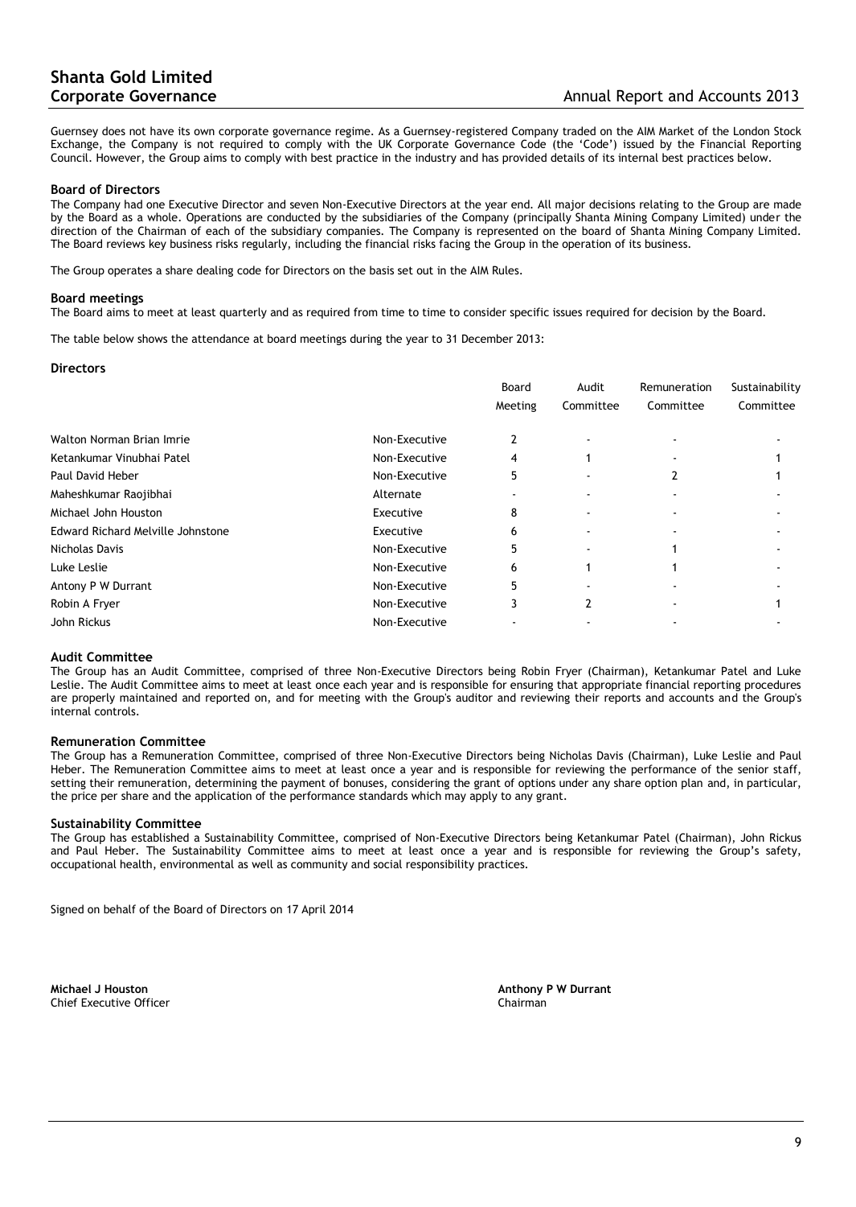# Shanta Gold Limited
## Corporate Governance

Annual Report and Accounts 2013

Guernsey does not have its own corporate governance regime. As a Guernsey-registered Company traded on the AIM Market of the London Stock Exchange, the Company is not required to comply with the UK Corporate Governance Code (the 'Code') issued by the Financial Reporting Council. However, the Group aims to comply with best practice in the industry and has provided details of its internal best practices below.

### Board of Directors

The Company had one Executive Director and seven Non-Executive Directors at the year end. All major decisions relating to the Group are made by the Board as a whole. Operations are conducted by the subsidiaries of the Company (principally Shanta Mining Company Limited) under the direction of the Chairman of each of the subsidiary companies. The Company is represented on the board of Shanta Mining Company Limited. The Board reviews key business risks regularly, including the financial risks facing the Group in the operation of its business.

The Group operates a share dealing code for Directors on the basis set out in the AIM Rules.

### Board meetings

The Board aims to meet at least quarterly and as required from time to time to consider specific issues required for decision by the Board.

The table below shows the attendance at board meetings during the year to 31 December 2013:

### Directors

| | | Board Meeting | Audit Committee | Remuneration Committee | Sustainability Committee |
|---|---|---|---|---|---|
| Walton Norman Brian Imrie | Non-Executive | 2 | - | - | - |
| Ketankumar Vinubhai Patel | Non-Executive | 4 | 1 | - | 1 |
| Paul David Heber | Non-Executive | 5 | - | 2 | 1 |
| Maheshkumar Raojibhai | Alternate | - | - | - | - |
| Michael John Houston | Executive | 8 | - | - | - |
| Edward Richard Melville Johnstone | Executive | 6 | - | - | - |
| Nicholas Davis | Non-Executive | 5 | - | 1 | - |
| Luke Leslie | Non-Executive | 6 | 1 | 1 | - |
| Antony P W Durrant | Non-Executive | 5 | - | - | - |
| Robin A Fryer | Non-Executive | 3 | 2 | - | 1 |
| John Rickus | Non-Executive | - | - | - | - |

### Audit Committee

The Group has an Audit Committee, comprised of three Non-Executive Directors being Robin Fryer (Chairman), Ketankumar Patel and Luke Leslie. The Audit Committee aims to meet at least once each year and is responsible for ensuring that appropriate financial reporting procedures are properly maintained and reported on, and for meeting with the Group's auditor and reviewing their reports and accounts and the Group's internal controls.

### Remuneration Committee

The Group has a Remuneration Committee, comprised of three Non-Executive Directors being Nicholas Davis (Chairman), Luke Leslie and Paul Heber. The Remuneration Committee aims to meet at least once a year and is responsible for reviewing the performance of the senior staff, setting their remuneration, determining the payment of bonuses, considering the grant of options under any share option plan and, in particular, the price per share and the application of the performance standards which may apply to any grant.

### Sustainability Committee

The Group has established a Sustainability Committee, comprised of Non-Executive Directors being Ketankumar Patel (Chairman), John Rickus and Paul Heber. The Sustainability Committee aims to meet at least once a year and is responsible for reviewing the Group's safety, occupational health, environmental as well as community and social responsibility practices.

Signed on behalf of the Board of Directors on 17 April 2014

**Michael J Houston**
Chief Executive Officer

**Anthony P W Durrant**
Chairman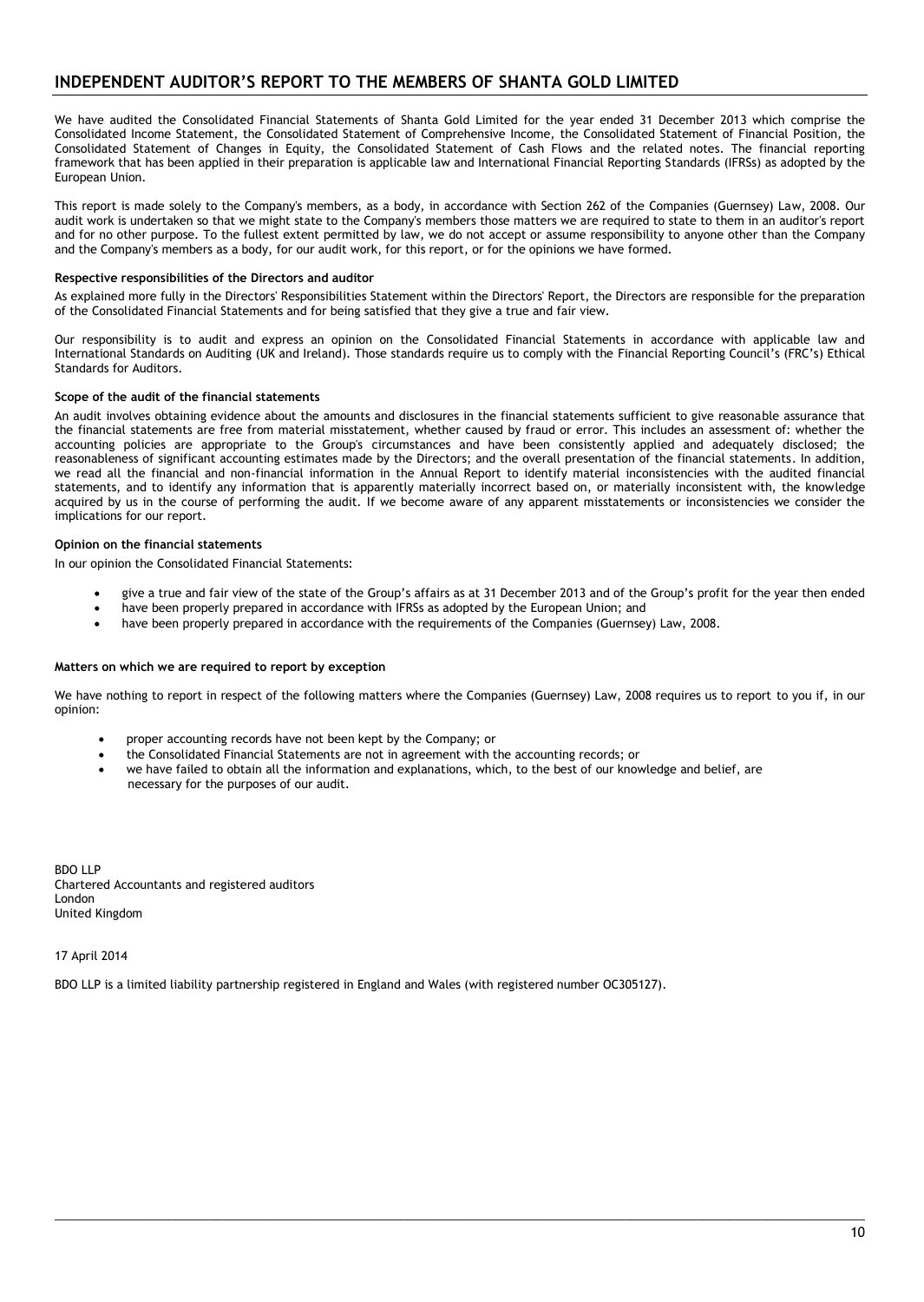## INDEPENDENT AUDITOR'S REPORT TO THE MEMBERS OF SHANTA GOLD LIMITED

We have audited the Consolidated Financial Statements of Shanta Gold Limited for the year ended 31 December 2013 which comprise the Consolidated Income Statement, the Consolidated Statement of Comprehensive Income, the Consolidated Statement of Financial Position, the Consolidated Statement of Changes in Equity, the Consolidated Statement of Cash Flows and the related notes. The financial reporting framework that has been applied in their preparation is applicable law and International Financial Reporting Standards (IFRSs) as adopted by the European Union.

This report is made solely to the Company's members, as a body, in accordance with Section 262 of the Companies (Guernsey) Law, 2008. Our audit work is undertaken so that we might state to the Company's members those matters we are required to state to them in an auditor's report and for no other purpose. To the fullest extent permitted by law, we do not accept or assume responsibility to anyone other than the Company and the Company's members as a body, for our audit work, for this report, or for the opinions we have formed.

**Respective responsibilities of the Directors and auditor**

As explained more fully in the Directors' Responsibilities Statement within the Directors' Report, the Directors are responsible for the preparation of the Consolidated Financial Statements and for being satisfied that they give a true and fair view.

Our responsibility is to audit and express an opinion on the Consolidated Financial Statements in accordance with applicable law and International Standards on Auditing (UK and Ireland). Those standards require us to comply with the Financial Reporting Council's (FRC's) Ethical Standards for Auditors.

**Scope of the audit of the financial statements**

An audit involves obtaining evidence about the amounts and disclosures in the financial statements sufficient to give reasonable assurance that the financial statements are free from material misstatement, whether caused by fraud or error. This includes an assessment of: whether the accounting policies are appropriate to the Group's circumstances and have been consistently applied and adequately disclosed; the reasonableness of significant accounting estimates made by the Directors; and the overall presentation of the financial statements. In addition, we read all the financial and non-financial information in the Annual Report to identify material inconsistencies with the audited financial statements, and to identify any information that is apparently materially incorrect based on, or materially inconsistent with, the knowledge acquired by us in the course of performing the audit. If we become aware of any apparent misstatements or inconsistencies we consider the implications for our report.

**Opinion on the financial statements**

In our opinion the Consolidated Financial Statements:

- give a true and fair view of the state of the Group's affairs as at 31 December 2013 and of the Group's profit for the year then ended
- have been properly prepared in accordance with IFRSs as adopted by the European Union; and
- have been properly prepared in accordance with the requirements of the Companies (Guernsey) Law, 2008.

**Matters on which we are required to report by exception**

We have nothing to report in respect of the following matters where the Companies (Guernsey) Law, 2008 requires us to report to you if, in our opinion:

- proper accounting records have not been kept by the Company; or
- the Consolidated Financial Statements are not in agreement with the accounting records; or
- we have failed to obtain all the information and explanations, which, to the best of our knowledge and belief, are necessary for the purposes of our audit.

BDO LLP
Chartered Accountants and registered auditors
London
United Kingdom

17 April 2014

BDO LLP is a limited liability partnership registered in England and Wales (with registered number OC305127).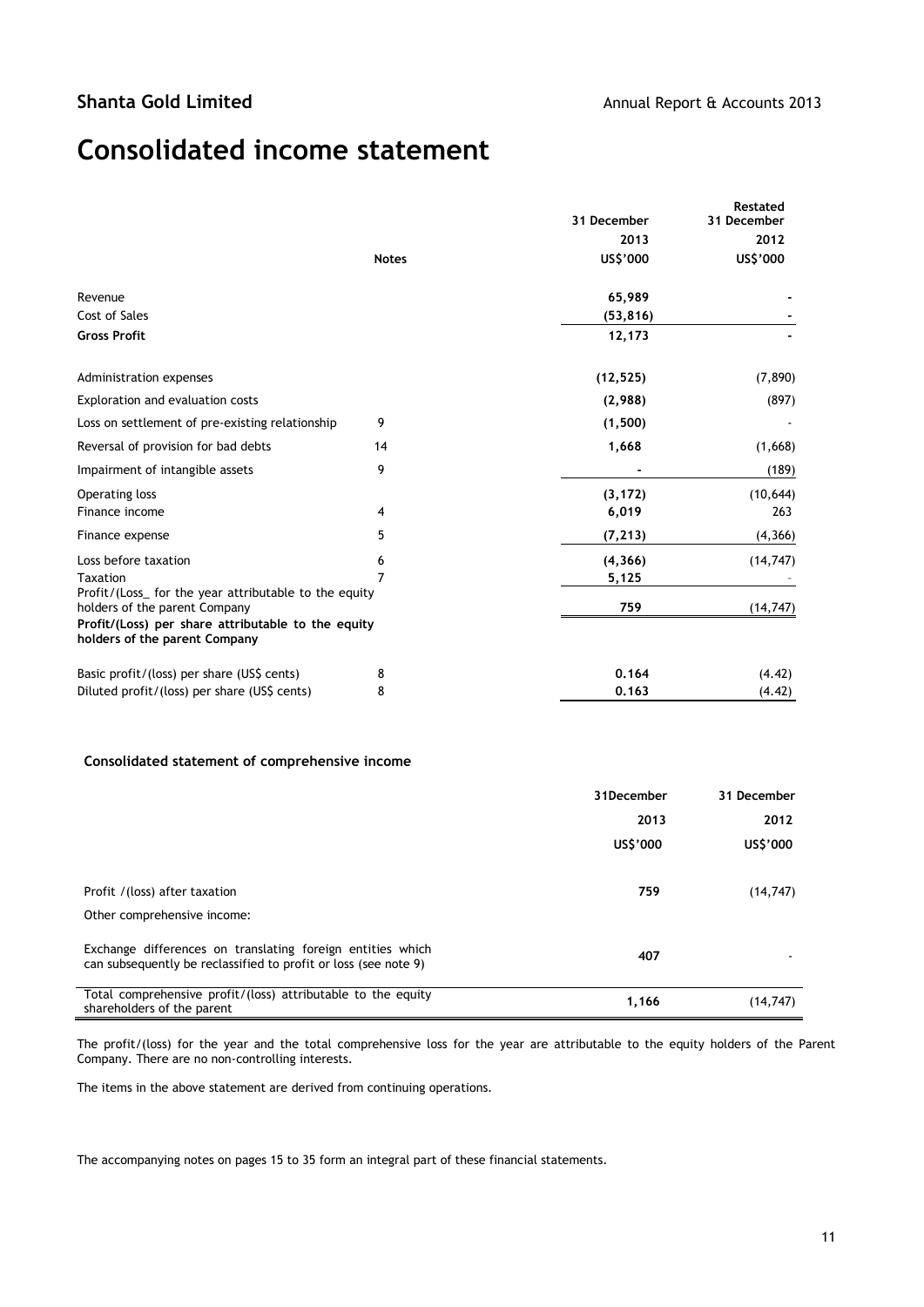Shanta Gold Limited

Annual Report & Accounts 2013

# Consolidated income statement

| | Notes | 31 December 2013 US$'000 | Restated 31 December 2012 US$'000 |
|---|---|---|---|
| Revenue | | **65,989** | - |
| Cost of Sales | | **(53,816)** | - |
| **Gross Profit** | | **12,173** | - |
| Administration expenses | | **(12,525)** | (7,890) |
| Exploration and evaluation costs | | **(2,988)** | (897) |
| Loss on settlement of pre-existing relationship | 9 | **(1,500)** | - |
| Reversal of provision for bad debts | 14 | **1,668** | (1,668) |
| Impairment of intangible assets | 9 | **-** | (189) |
| Operating loss | | **(3,172)** | (10,644) |
| Finance income | 4 | **6,019** | 263 |
| Finance expense | 5 | **(7,213)** | (4,366) |
| Loss before taxation | 6 | **(4,366)** | (14,747) |
| Taxation | 7 | **5,125** | - |
| Profit/(Loss_ for the year attributable to the equity holders of the parent Company | | **759** | (14,747) |
| **Profit/(Loss) per share attributable to the equity holders of the parent Company** | | | |
| Basic profit/(loss) per share (US$ cents) | 8 | **0.164** | (4.42) |
| Diluted profit/(loss) per share (US$ cents) | 8 | **0.163** | (4.42) |

### Consolidated statement of comprehensive income

| | 31December 2013 US$'000 | 31 December 2012 US$'000 |
|---|---|---|
| Profit /(loss) after taxation | **759** | (14,747) |
| Other comprehensive income: | | |
| Exchange differences on translating foreign entities which can subsequently be reclassified to profit or loss (see note 9) | **407** | - |
| Total comprehensive profit/(loss) attributable to the equity shareholders of the parent | **1,166** | (14,747) |

The profit/(loss) for the year and the total comprehensive loss for the year are attributable to the equity holders of the Parent Company. There are no non-controlling interests.

The items in the above statement are derived from continuing operations.

The accompanying notes on pages 15 to 35 form an integral part of these financial statements.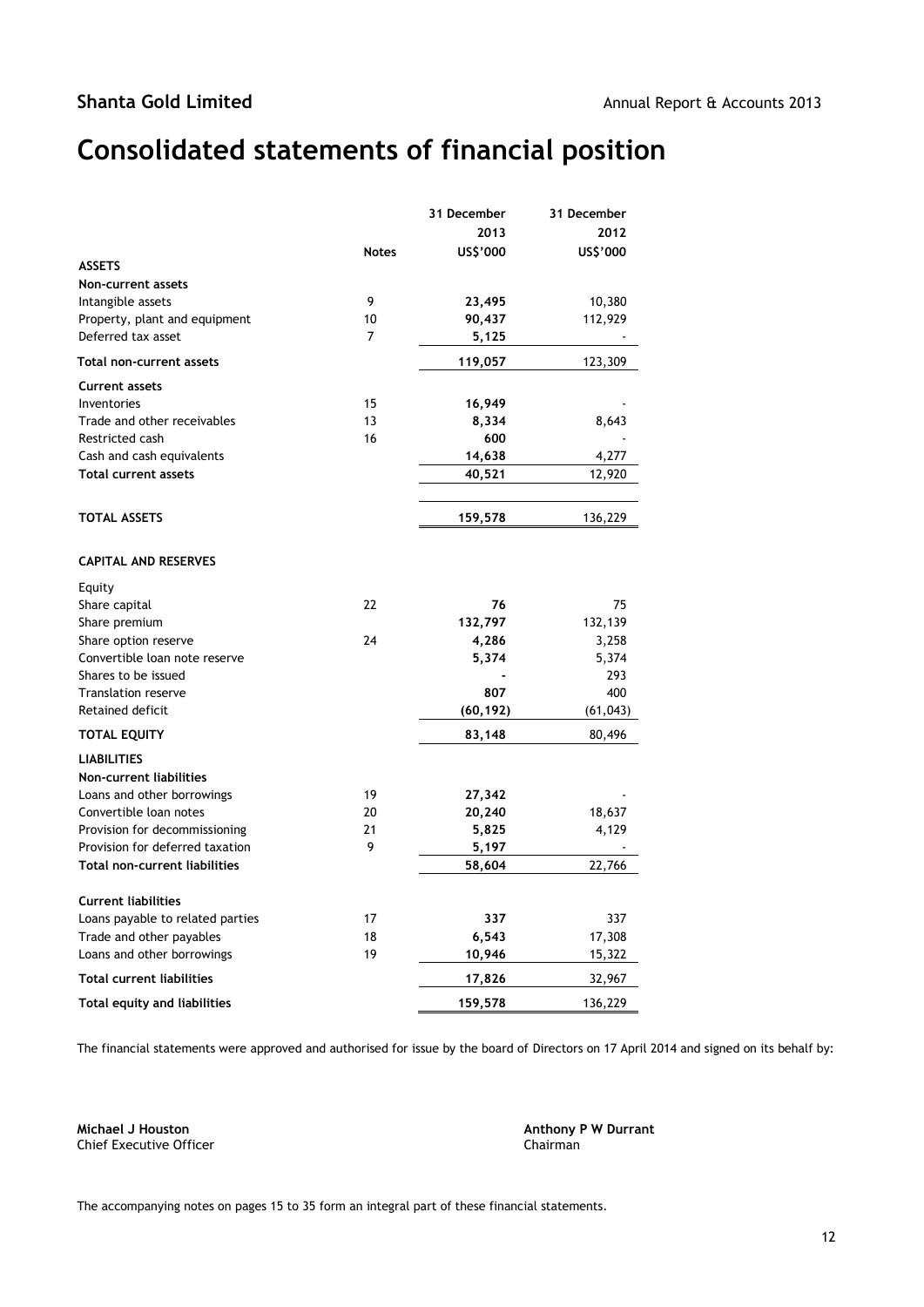# Consolidated statements of financial position

| | Notes | 31 December 2013 US$'000 | 31 December 2012 US$'000 |
|---|---|---|---|
| **ASSETS** | | | |
| **Non-current assets** | | | |
| Intangible assets | 9 | **23,495** | 10,380 |
| Property, plant and equipment | 10 | **90,437** | 112,929 |
| Deferred tax asset | 7 | **5,125** | - |
| **Total non-current assets** | | **119,057** | 123,309 |
| **Current assets** | | | |
| Inventories | 15 | **16,949** | - |
| Trade and other receivables | 13 | **8,334** | 8,643 |
| Restricted cash | 16 | **600** | - |
| Cash and cash equivalents | | **14,638** | 4,277 |
| **Total current assets** | | **40,521** | 12,920 |
| **TOTAL ASSETS** | | **159,578** | 136,229 |
| **CAPITAL AND RESERVES** | | | |
| Equity | | | |
| Share capital | 22 | **76** | 75 |
| Share premium | | **132,797** | 132,139 |
| Share option reserve | 24 | **4,286** | 3,258 |
| Convertible loan note reserve | | **5,374** | 5,374 |
| Shares to be issued | | **-** | 293 |
| Translation reserve | | **807** | 400 |
| Retained deficit | | **(60,192)** | (61,043) |
| **TOTAL EQUITY** | | **83,148** | 80,496 |
| **LIABILITIES** | | | |
| **Non-current liabilities** | | | |
| Loans and other borrowings | 19 | **27,342** | - |
| Convertible loan notes | 20 | **20,240** | 18,637 |
| Provision for decommissioning | 21 | **5,825** | 4,129 |
| Provision for deferred taxation | 9 | **5,197** | - |
| **Total non-current liabilities** | | **58,604** | 22,766 |
| **Current liabilities** | | | |
| Loans payable to related parties | 17 | **337** | 337 |
| Trade and other payables | 18 | **6,543** | 17,308 |
| Loans and other borrowings | 19 | **10,946** | 15,322 |
| **Total current liabilities** | | **17,826** | 32,967 |
| **Total equity and liabilities** | | **159,578** | 136,229 |

The financial statements were approved and authorised for issue by the board of Directors on 17 April 2014 and signed on its behalf by:

**Michael J Houston**
Chief Executive Officer

**Anthony P W Durrant**
Chairman

The accompanying notes on pages 15 to 35 form an integral part of these financial statements.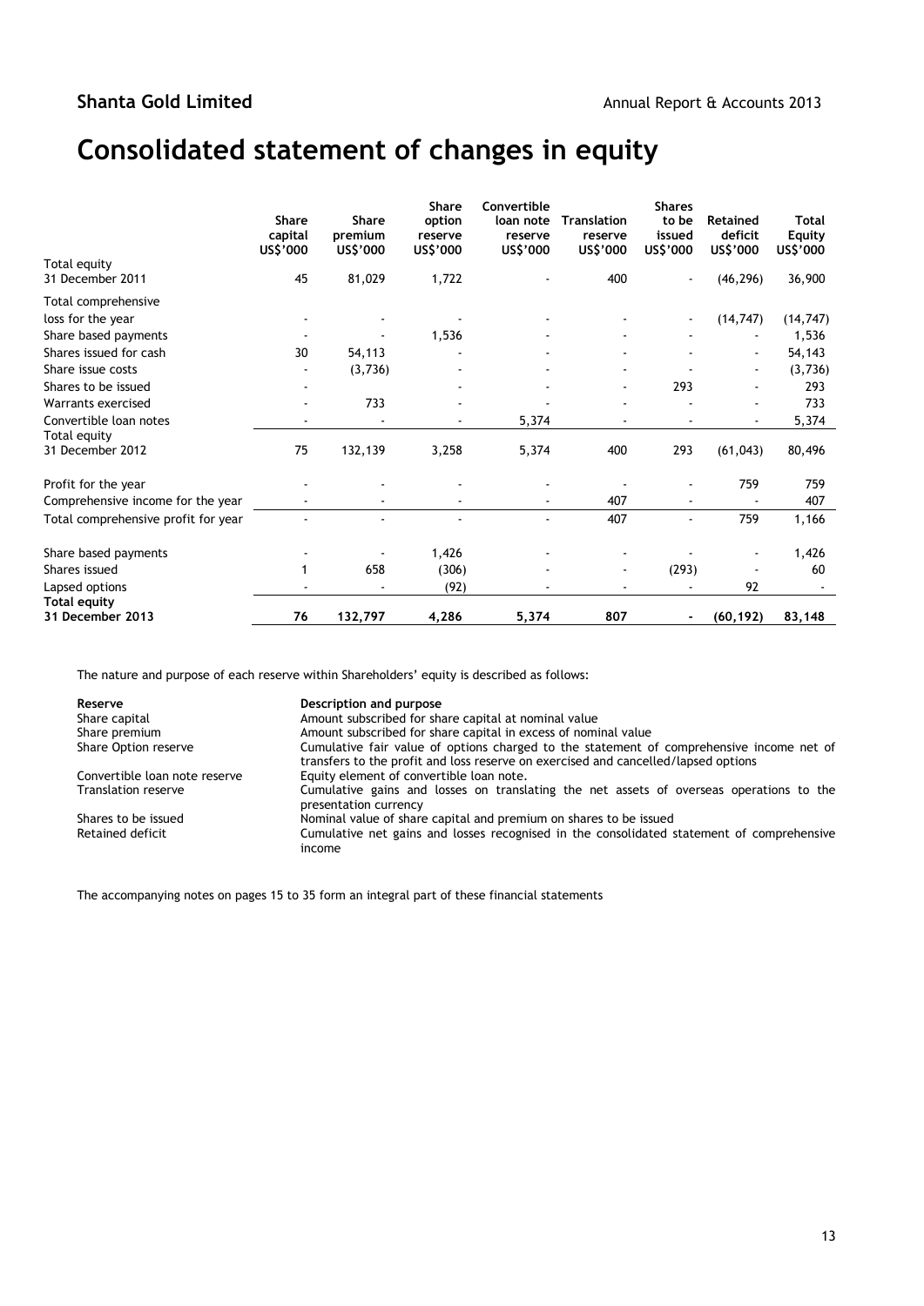# Consolidated statement of changes in equity

| | Share capital US$'000 | Share premium US$'000 | Share option reserve US$'000 | Convertible loan note reserve US$'000 | Translation reserve US$'000 | Shares to be issued US$'000 | Retained deficit US$'000 | Total Equity US$'000 |
|---|---|---|---|---|---|---|---|---|
| Total equity 31 December 2011 | 45 | 81,029 | 1,722 | - | 400 | - | (46,296) | 36,900 |
| Total comprehensive loss for the year | - | - | - | - | - | - | (14,747) | (14,747) |
| Share based payments | - | - | 1,536 | - | - | - | - | 1,536 |
| Shares issued for cash | 30 | 54,113 | - | - | - | - | - | 54,143 |
| Share issue costs | - | (3,736) | - | - | - | - | - | (3,736) |
| Shares to be issued | - | - | - | - | - | 293 | - | 293 |
| Warrants exercised | - | 733 | - | - | - | - | - | 733 |
| Convertible loan notes | - | - | - | 5,374 | - | - | - | 5,374 |
| Total equity 31 December 2012 | 75 | 132,139 | 3,258 | 5,374 | 400 | 293 | (61,043) | 80,496 |
| Profit for the year | - | - | - | - | - | - | 759 | 759 |
| Comprehensive income for the year | - | - | - | - | 407 | - | - | 407 |
| Total comprehensive profit for year | - | - | - | - | 407 | - | 759 | 1,166 |
| Share based payments | - | - | 1,426 | - | - | - | - | 1,426 |
| Shares issued | 1 | 658 | (306) | - | - | (293) | - | 60 |
| Lapsed options | - | - | (92) | - | - | - | 92 | - |
| **Total equity 31 December 2013** | **76** | **132,797** | **4,286** | **5,374** | **807** | **-** | **(60,192)** | **83,148** |

The nature and purpose of each reserve within Shareholders' equity is described as follows:

| Reserve | Description and purpose |
|---|---|
| Share capital | Amount subscribed for share capital at nominal value |
| Share premium | Amount subscribed for share capital in excess of nominal value |
| Share Option reserve | Cumulative fair value of options charged to the statement of comprehensive income net of transfers to the profit and loss reserve on exercised and cancelled/lapsed options |
| Convertible loan note reserve | Equity element of convertible loan note. |
| Translation reserve | Cumulative gains and losses on translating the net assets of overseas operations to the presentation currency |
| Shares to be issued | Nominal value of share capital and premium on shares to be issued |
| Retained deficit | Cumulative net gains and losses recognised in the consolidated statement of comprehensive income |

The accompanying notes on pages 15 to 35 form an integral part of these financial statements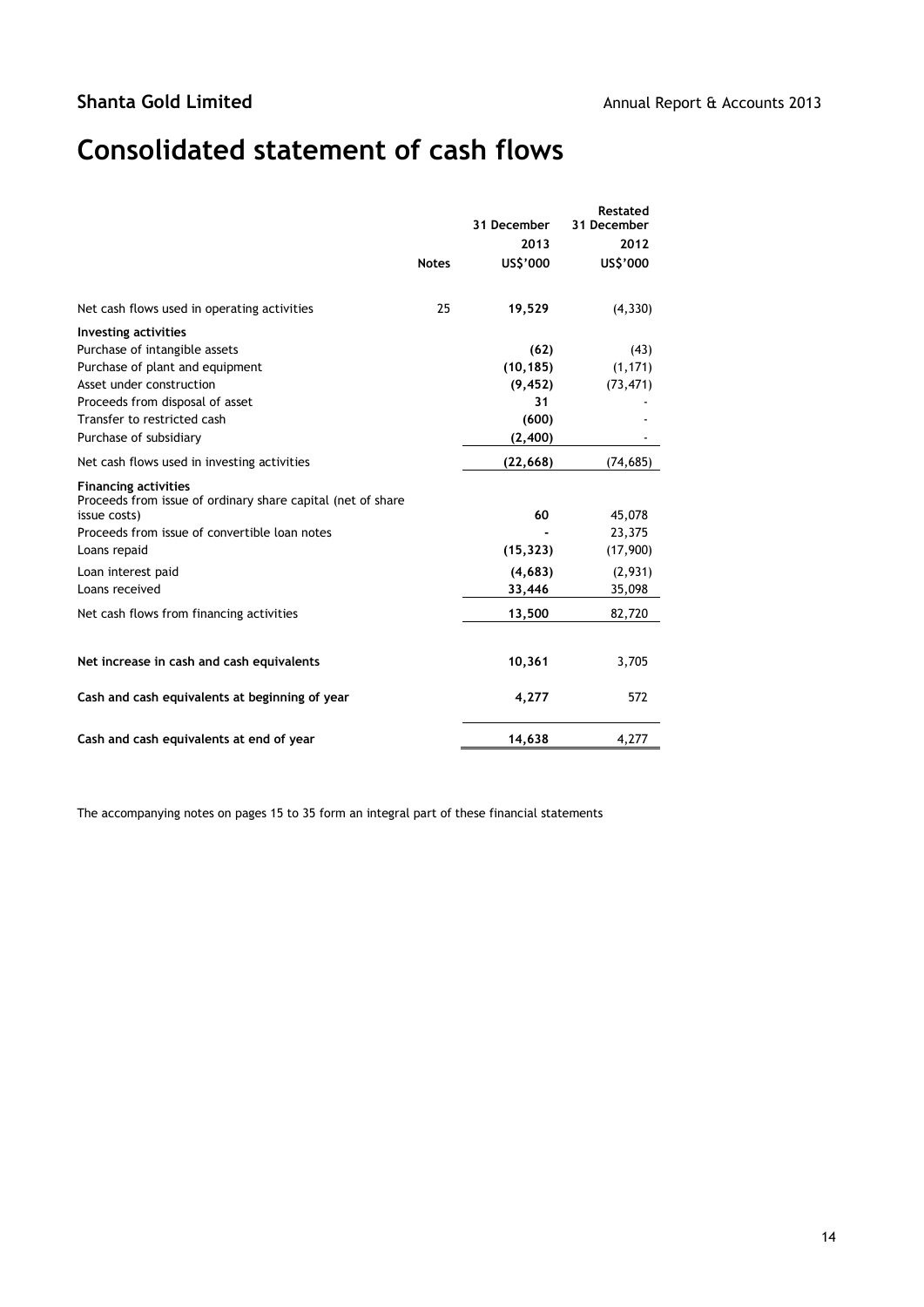# Consolidated statement of cash flows

| | Notes | 31 December 2013 US$'000 | Restated 31 December 2012 US$'000 |
|---|---|---|---|
| Net cash flows used in operating activities | 25 | **19,529** | (4,330) |
| **Investing activities** | | | |
| Purchase of intangible assets | | **(62)** | (43) |
| Purchase of plant and equipment | | **(10,185)** | (1,171) |
| Asset under construction | | **(9,452)** | (73,471) |
| Proceeds from disposal of asset | | **31** | - |
| Transfer to restricted cash | | **(600)** | - |
| Purchase of subsidiary | | **(2,400)** | - |
| Net cash flows used in investing activities | | **(22,668)** | (74,685) |
| **Financing activities** | | | |
| Proceeds from issue of ordinary share capital (net of share issue costs) | | **60** | 45,078 |
| Proceeds from issue of convertible loan notes | | **-** | 23,375 |
| Loans repaid | | **(15,323)** | (17,900) |
| Loan interest paid | | **(4,683)** | (2,931) |
| Loans received | | **33,446** | 35,098 |
| Net cash flows from financing activities | | **13,500** | 82,720 |
| **Net increase in cash and cash equivalents** | | **10,361** | 3,705 |
| **Cash and cash equivalents at beginning of year** | | **4,277** | 572 |
| **Cash and cash equivalents at end of year** | | **14,638** | 4,277 |

The accompanying notes on pages 15 to 35 form an integral part of these financial statements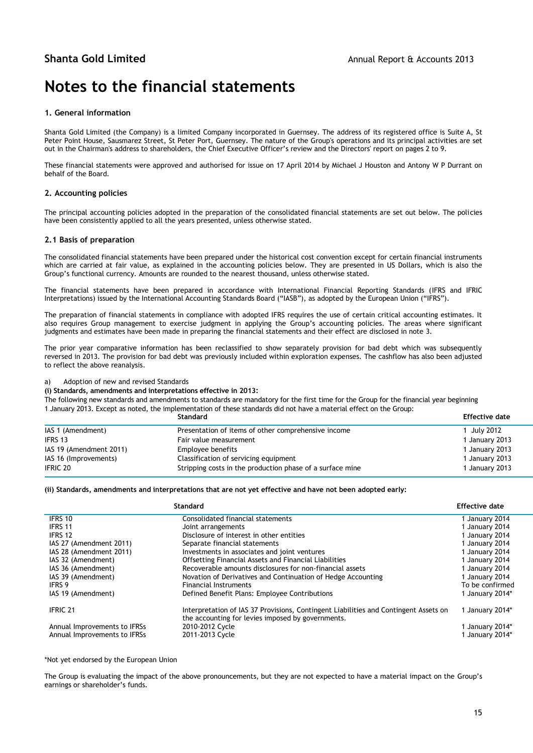# Notes to the financial statements

## 1. General information

Shanta Gold Limited (the Company) is a limited Company incorporated in Guernsey. The address of its registered office is Suite A, St Peter Point House, Sausmarez Street, St Peter Port, Guernsey. The nature of the Group's operations and its principal activities are set out in the Chairman's address to shareholders, the Chief Executive Officer's review and the Directors' report on pages 2 to 9.

These financial statements were approved and authorised for issue on 17 April 2014 by Michael J Houston and Antony W P Durrant on behalf of the Board.

## 2. Accounting policies

The principal accounting policies adopted in the preparation of the consolidated financial statements are set out below. The policies have been consistently applied to all the years presented, unless otherwise stated.

### 2.1 Basis of preparation

The consolidated financial statements have been prepared under the historical cost convention except for certain financial instruments which are carried at fair value, as explained in the accounting policies below. They are presented in US Dollars, which is also the Group's functional currency. Amounts are rounded to the nearest thousand, unless otherwise stated.

The financial statements have been prepared in accordance with International Financial Reporting Standards (IFRS and IFRIC Interpretations) issued by the International Accounting Standards Board ("IASB"), as adopted by the European Union ("IFRS").

The preparation of financial statements in compliance with adopted IFRS requires the use of certain critical accounting estimates. It also requires Group management to exercise judgment in applying the Group's accounting policies. The areas where significant judgments and estimates have been made in preparing the financial statements and their effect are disclosed in note 3.

The prior year comparative information has been reclassified to show separately provision for bad debt which was subsequently reversed in 2013. The provision for bad debt was previously included within exploration expenses. The cashflow has also been adjusted to reflect the above reanalysis.

a) Adoption of new and revised Standards

**(i) Standards, amendments and interpretations effective in 2013:**

The following new standards and amendments to standards are mandatory for the first time for the Group for the financial year beginning 1 January 2013. Except as noted, the implementation of these standards did not have a material effect on the Group:

| | Standard | Effective date |
|---|---|---|
| IAS 1 (Amendment) | Presentation of items of other comprehensive income | 1 July 2012 |
| IFRS 13 | Fair value measurement | 1 January 2013 |
| IAS 19 (Amendment 2011) | Employee benefits | 1 January 2013 |
| IAS 16 (Improvements) | Classification of servicing equipment | 1 January 2013 |
| IFRIC 20 | Stripping costs in the production phase of a surface mine | 1 January 2013 |

**(ii) Standards, amendments and interpretations that are not yet effective and have not been adopted early:**

| | Standard | Effective date |
|---|---|---|
| IFRS 10 | Consolidated financial statements | 1 January 2014 |
| IFRS 11 | Joint arrangements | 1 January 2014 |
| IFRS 12 | Disclosure of interest in other entities | 1 January 2014 |
| IAS 27 (Amendment 2011) | Separate financial statements | 1 January 2014 |
| IAS 28 (Amendment 2011) | Investments in associates and joint ventures | 1 January 2014 |
| IAS 32 (Amendment) | Offsetting Financial Assets and Financial Liabilities | 1 January 2014 |
| IAS 36 (Amendment) | Recoverable amounts disclosures for non-financial assets | 1 January 2014 |
| IAS 39 (Amendment) | Novation of Derivatives and Continuation of Hedge Accounting | 1 January 2014 |
| IFRS 9 | Financial Instruments | To be confirmed |
| IAS 19 (Amendment) | Defined Benefit Plans: Employee Contributions | 1 January 2014* |
| IFRIC 21 | Interpretation of IAS 37 Provisions, Contingent Liabilities and Contingent Assets on the accounting for levies imposed by governments. | 1 January 2014* |
| Annual Improvements to IFRSs | 2010-2012 Cycle | 1 January 2014* |
| Annual Improvements to IFRSs | 2011-2013 Cycle | 1 January 2014* |

*Not yet endorsed by the European Union

The Group is evaluating the impact of the above pronouncements, but they are not expected to have a material impact on the Group's earnings or shareholder's funds.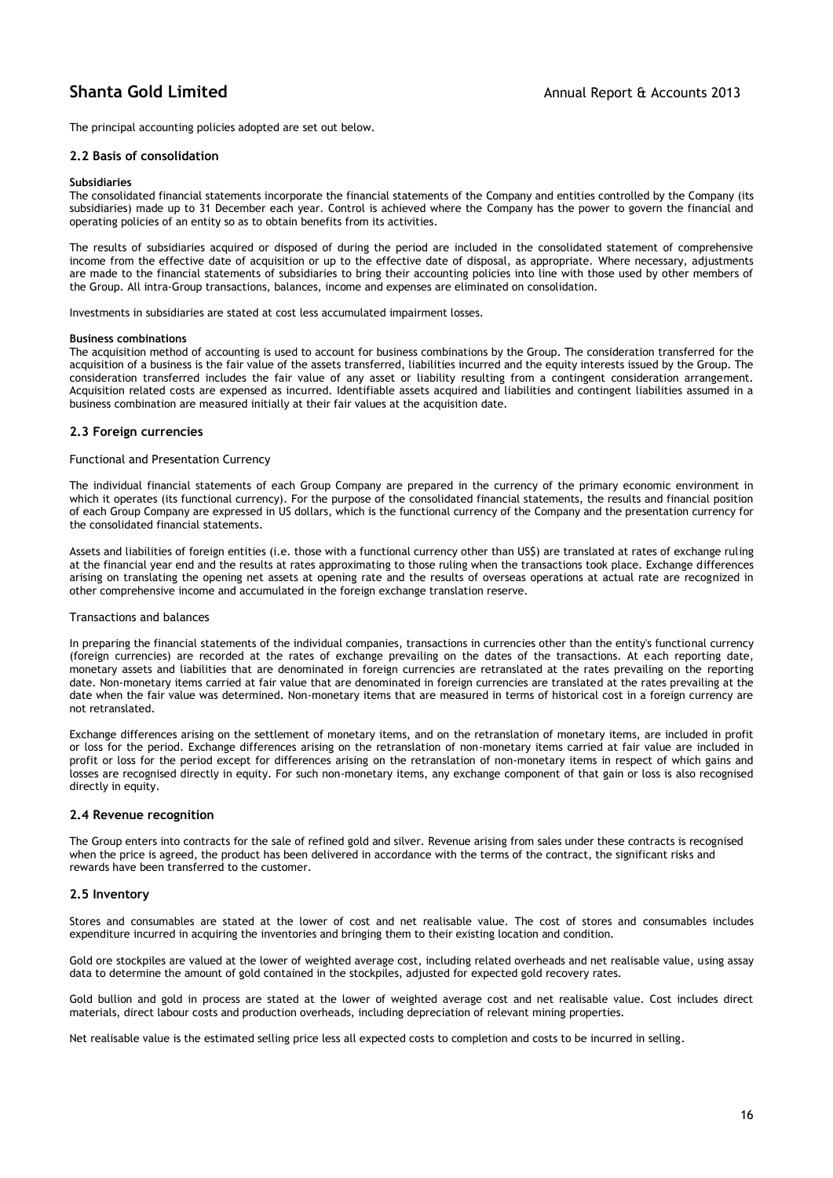The principal accounting policies adopted are set out below.

### 2.2 Basis of consolidation

**Subsidiaries**
The consolidated financial statements incorporate the financial statements of the Company and entities controlled by the Company (its subsidiaries) made up to 31 December each year. Control is achieved where the Company has the power to govern the financial and operating policies of an entity so as to obtain benefits from its activities.

The results of subsidiaries acquired or disposed of during the period are included in the consolidated statement of comprehensive income from the effective date of acquisition or up to the effective date of disposal, as appropriate. Where necessary, adjustments are made to the financial statements of subsidiaries to bring their accounting policies into line with those used by other members of the Group. All intra-Group transactions, balances, income and expenses are eliminated on consolidation.

Investments in subsidiaries are stated at cost less accumulated impairment losses.

**Business combinations**
The acquisition method of accounting is used to account for business combinations by the Group. The consideration transferred for the acquisition of a business is the fair value of the assets transferred, liabilities incurred and the equity interests issued by the Group. The consideration transferred includes the fair value of any asset or liability resulting from a contingent consideration arrangement. Acquisition related costs are expensed as incurred. Identifiable assets acquired and liabilities and contingent liabilities assumed in a business combination are measured initially at their fair values at the acquisition date.

### 2.3 Foreign currencies

Functional and Presentation Currency

The individual financial statements of each Group Company are prepared in the currency of the primary economic environment in which it operates (its functional currency). For the purpose of the consolidated financial statements, the results and financial position of each Group Company are expressed in US dollars, which is the functional currency of the Company and the presentation currency for the consolidated financial statements.

Assets and liabilities of foreign entities (i.e. those with a functional currency other than US$) are translated at rates of exchange ruling at the financial year end and the results at rates approximating to those ruling when the transactions took place. Exchange differences arising on translating the opening net assets at opening rate and the results of overseas operations at actual rate are recognized in other comprehensive income and accumulated in the foreign exchange translation reserve.

Transactions and balances

In preparing the financial statements of the individual companies, transactions in currencies other than the entity's functional currency (foreign currencies) are recorded at the rates of exchange prevailing on the dates of the transactions. At each reporting date, monetary assets and liabilities that are denominated in foreign currencies are retranslated at the rates prevailing on the reporting date. Non-monetary items carried at fair value that are denominated in foreign currencies are translated at the rates prevailing at the date when the fair value was determined. Non-monetary items that are measured in terms of historical cost in a foreign currency are not retranslated.

Exchange differences arising on the settlement of monetary items, and on the retranslation of monetary items, are included in profit or loss for the period. Exchange differences arising on the retranslation of non-monetary items carried at fair value are included in profit or loss for the period except for differences arising on the retranslation of non-monetary items in respect of which gains and losses are recognised directly in equity. For such non-monetary items, any exchange component of that gain or loss is also recognised directly in equity.

### 2.4 Revenue recognition

The Group enters into contracts for the sale of refined gold and silver. Revenue arising from sales under these contracts is recognised when the price is agreed, the product has been delivered in accordance with the terms of the contract, the significant risks and rewards have been transferred to the customer.

### 2.5 Inventory

Stores and consumables are stated at the lower of cost and net realisable value. The cost of stores and consumables includes expenditure incurred in acquiring the inventories and bringing them to their existing location and condition.

Gold ore stockpiles are valued at the lower of weighted average cost, including related overheads and net realisable value, using assay data to determine the amount of gold contained in the stockpiles, adjusted for expected gold recovery rates.

Gold bullion and gold in process are stated at the lower of weighted average cost and net realisable value. Cost includes direct materials, direct labour costs and production overheads, including depreciation of relevant mining properties.

Net realisable value is the estimated selling price less all expected costs to completion and costs to be incurred in selling.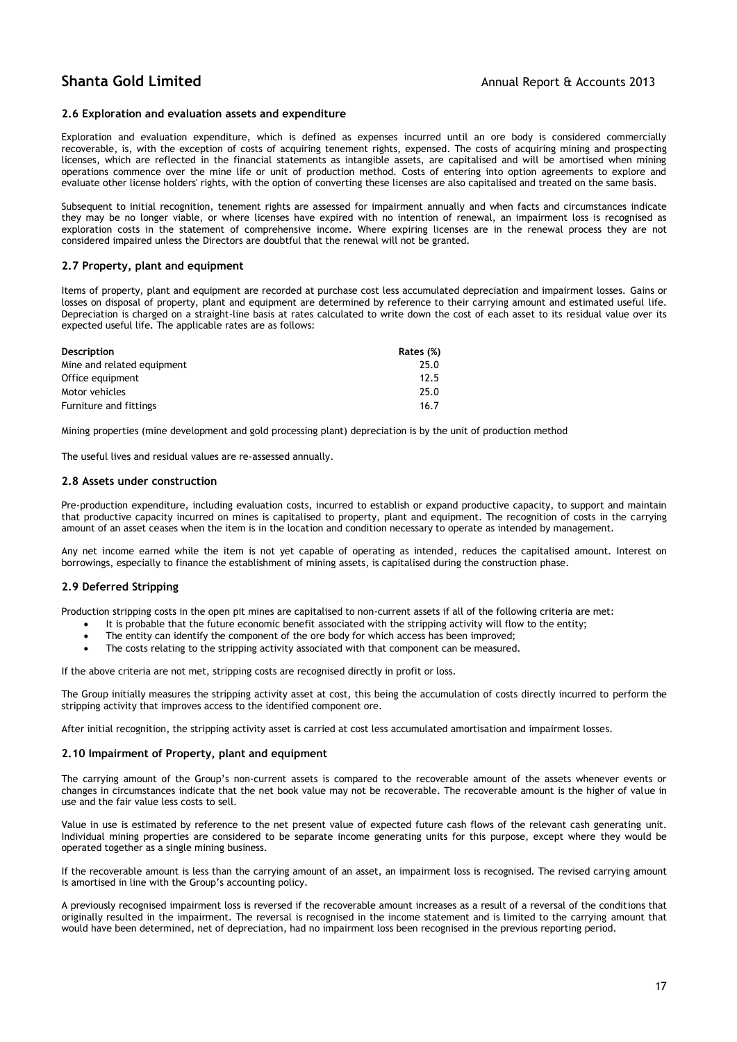### 2.6 Exploration and evaluation assets and expenditure

Exploration and evaluation expenditure, which is defined as expenses incurred until an ore body is considered commercially recoverable, is, with the exception of costs of acquiring tenement rights, expensed. The costs of acquiring mining and prospecting licenses, which are reflected in the financial statements as intangible assets, are capitalised and will be amortised when mining operations commence over the mine life or unit of production method. Costs of entering into option agreements to explore and evaluate other license holders' rights, with the option of converting these licenses are also capitalised and treated on the same basis.

Subsequent to initial recognition, tenement rights are assessed for impairment annually and when facts and circumstances indicate they may be no longer viable, or where licenses have expired with no intention of renewal, an impairment loss is recognised as exploration costs in the statement of comprehensive income. Where expiring licenses are in the renewal process they are not considered impaired unless the Directors are doubtful that the renewal will not be granted.

### 2.7 Property, plant and equipment

Items of property, plant and equipment are recorded at purchase cost less accumulated depreciation and impairment losses. Gains or losses on disposal of property, plant and equipment are determined by reference to their carrying amount and estimated useful life. Depreciation is charged on a straight-line basis at rates calculated to write down the cost of each asset to its residual value over its expected useful life. The applicable rates are as follows:

| Description | Rates (%) |
|---|---|
| Mine and related equipment | 25.0 |
| Office equipment | 12.5 |
| Motor vehicles | 25.0 |
| Furniture and fittings | 16.7 |

Mining properties (mine development and gold processing plant) depreciation is by the unit of production method

The useful lives and residual values are re-assessed annually.

### 2.8 Assets under construction

Pre-production expenditure, including evaluation costs, incurred to establish or expand productive capacity, to support and maintain that productive capacity incurred on mines is capitalised to property, plant and equipment. The recognition of costs in the carrying amount of an asset ceases when the item is in the location and condition necessary to operate as intended by management.

Any net income earned while the item is not yet capable of operating as intended, reduces the capitalised amount. Interest on borrowings, especially to finance the establishment of mining assets, is capitalised during the construction phase.

### 2.9 Deferred Stripping

Production stripping costs in the open pit mines are capitalised to non-current assets if all of the following criteria are met:

- It is probable that the future economic benefit associated with the stripping activity will flow to the entity;
- The entity can identify the component of the ore body for which access has been improved;
- The costs relating to the stripping activity associated with that component can be measured.

If the above criteria are not met, stripping costs are recognised directly in profit or loss.

The Group initially measures the stripping activity asset at cost, this being the accumulation of costs directly incurred to perform the stripping activity that improves access to the identified component ore.

After initial recognition, the stripping activity asset is carried at cost less accumulated amortisation and impairment losses.

### 2.10 Impairment of Property, plant and equipment

The carrying amount of the Group's non-current assets is compared to the recoverable amount of the assets whenever events or changes in circumstances indicate that the net book value may not be recoverable. The recoverable amount is the higher of value in use and the fair value less costs to sell.

Value in use is estimated by reference to the net present value of expected future cash flows of the relevant cash generating unit. Individual mining properties are considered to be separate income generating units for this purpose, except where they would be operated together as a single mining business.

If the recoverable amount is less than the carrying amount of an asset, an impairment loss is recognised. The revised carrying amount is amortised in line with the Group's accounting policy.

A previously recognised impairment loss is reversed if the recoverable amount increases as a result of a reversal of the conditions that originally resulted in the impairment. The reversal is recognised in the income statement and is limited to the carrying amount that would have been determined, net of depreciation, had no impairment loss been recognised in the previous reporting period.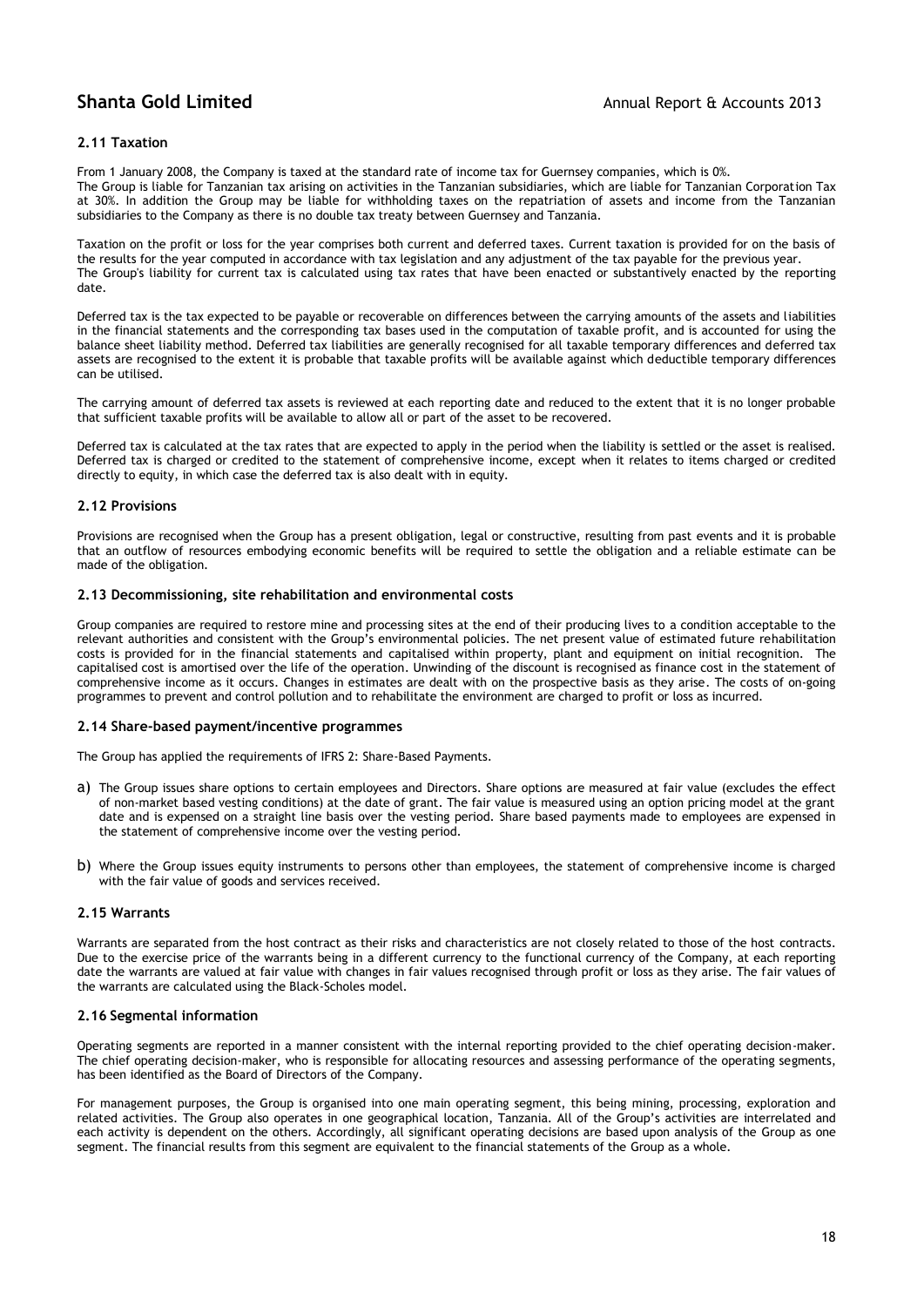### 2.11 Taxation

From 1 January 2008, the Company is taxed at the standard rate of income tax for Guernsey companies, which is 0%.
The Group is liable for Tanzanian tax arising on activities in the Tanzanian subsidiaries, which are liable for Tanzanian Corporation Tax at 30%. In addition the Group may be liable for withholding taxes on the repatriation of assets and income from the Tanzanian subsidiaries to the Company as there is no double tax treaty between Guernsey and Tanzania.

Taxation on the profit or loss for the year comprises both current and deferred taxes. Current taxation is provided for on the basis of the results for the year computed in accordance with tax legislation and any adjustment of the tax payable for the previous year.
The Group's liability for current tax is calculated using tax rates that have been enacted or substantively enacted by the reporting date.

Deferred tax is the tax expected to be payable or recoverable on differences between the carrying amounts of the assets and liabilities in the financial statements and the corresponding tax bases used in the computation of taxable profit, and is accounted for using the balance sheet liability method. Deferred tax liabilities are generally recognised for all taxable temporary differences and deferred tax assets are recognised to the extent it is probable that taxable profits will be available against which deductible temporary differences can be utilised.

The carrying amount of deferred tax assets is reviewed at each reporting date and reduced to the extent that it is no longer probable that sufficient taxable profits will be available to allow all or part of the asset to be recovered.

Deferred tax is calculated at the tax rates that are expected to apply in the period when the liability is settled or the asset is realised. Deferred tax is charged or credited to the statement of comprehensive income, except when it relates to items charged or credited directly to equity, in which case the deferred tax is also dealt with in equity.

### 2.12 Provisions

Provisions are recognised when the Group has a present obligation, legal or constructive, resulting from past events and it is probable that an outflow of resources embodying economic benefits will be required to settle the obligation and a reliable estimate can be made of the obligation.

### 2.13 Decommissioning, site rehabilitation and environmental costs

Group companies are required to restore mine and processing sites at the end of their producing lives to a condition acceptable to the relevant authorities and consistent with the Group's environmental policies. The net present value of estimated future rehabilitation costs is provided for in the financial statements and capitalised within property, plant and equipment on initial recognition. The capitalised cost is amortised over the life of the operation. Unwinding of the discount is recognised as finance cost in the statement of comprehensive income as it occurs. Changes in estimates are dealt with on the prospective basis as they arise. The costs of on-going programmes to prevent and control pollution and to rehabilitate the environment are charged to profit or loss as incurred.

### 2.14 Share-based payment/incentive programmes

The Group has applied the requirements of IFRS 2: Share-Based Payments.

a) The Group issues share options to certain employees and Directors. Share options are measured at fair value (excludes the effect of non-market based vesting conditions) at the date of grant. The fair value is measured using an option pricing model at the grant date and is expensed on a straight line basis over the vesting period. Share based payments made to employees are expensed in the statement of comprehensive income over the vesting period.

b) Where the Group issues equity instruments to persons other than employees, the statement of comprehensive income is charged with the fair value of goods and services received.

### 2.15 Warrants

Warrants are separated from the host contract as their risks and characteristics are not closely related to those of the host contracts. Due to the exercise price of the warrants being in a different currency to the functional currency of the Company, at each reporting date the warrants are valued at fair value with changes in fair values recognised through profit or loss as they arise. The fair values of the warrants are calculated using the Black-Scholes model.

### 2.16 Segmental information

Operating segments are reported in a manner consistent with the internal reporting provided to the chief operating decision-maker. The chief operating decision-maker, who is responsible for allocating resources and assessing performance of the operating segments, has been identified as the Board of Directors of the Company.

For management purposes, the Group is organised into one main operating segment, this being mining, processing, exploration and related activities. The Group also operates in one geographical location, Tanzania. All of the Group's activities are interrelated and each activity is dependent on the others. Accordingly, all significant operating decisions are based upon analysis of the Group as one segment. The financial results from this segment are equivalent to the financial statements of the Group as a whole.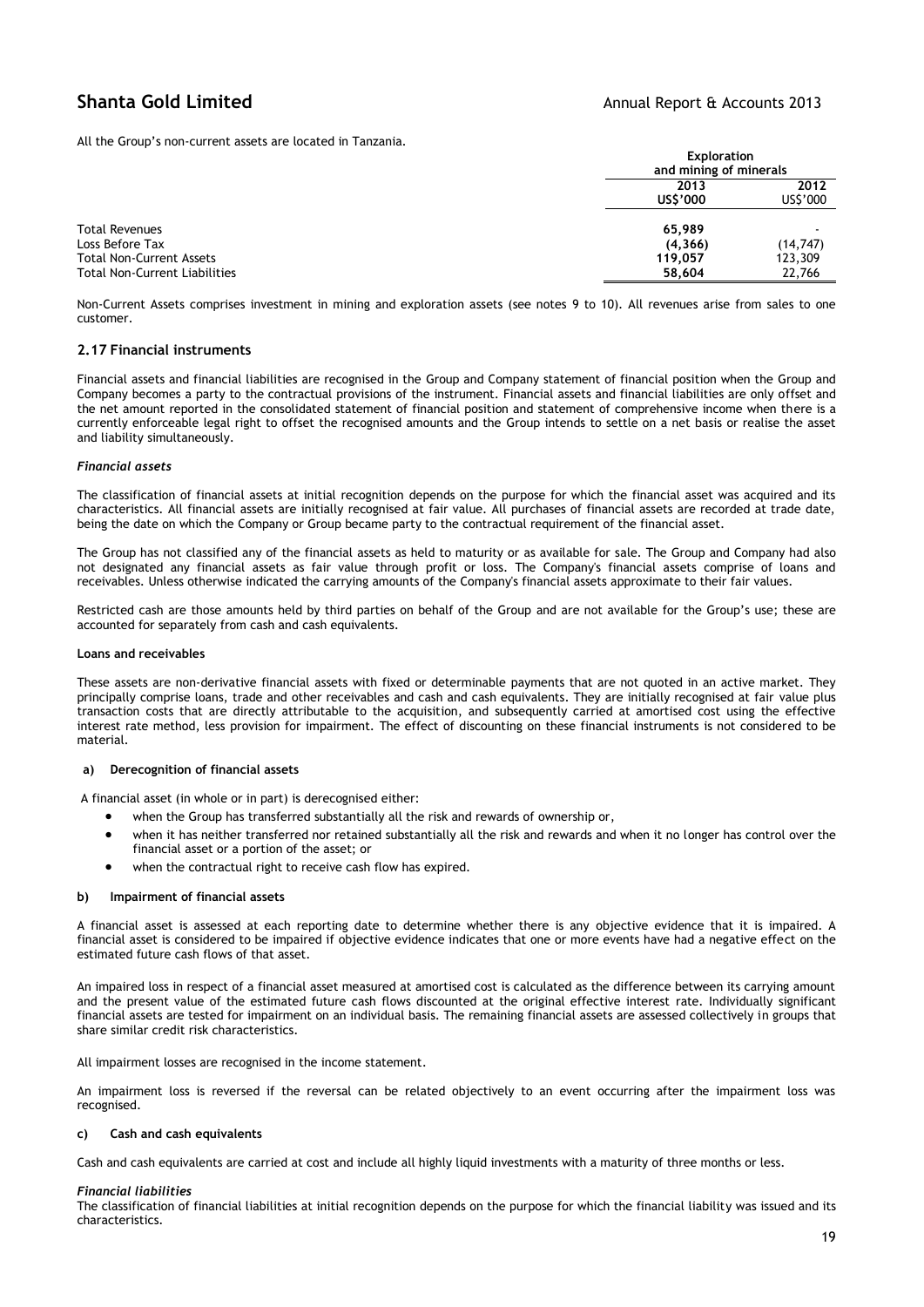All the Group's non-current assets are located in Tanzania.

| | Exploration and mining of minerals | |
|---|---|---|
| | **2013** | **2012** |
| | **US$'000** | **US$'000** |
| Total Revenues | **65,989** | - |
| Loss Before Tax | **(4,366)** | (14,747) |
| Total Non-Current Assets | **119,057** | 123,309 |
| Total Non-Current Liabilities | **58,604** | 22,766 |

Non-Current Assets comprises investment in mining and exploration assets (see notes 9 to 10). All revenues arise from sales to one customer.

### 2.17 Financial instruments

Financial assets and financial liabilities are recognised in the Group and Company statement of financial position when the Group and Company becomes a party to the contractual provisions of the instrument. Financial assets and financial liabilities are only offset and the net amount reported in the consolidated statement of financial position and statement of comprehensive income when there is a currently enforceable legal right to offset the recognised amounts and the Group intends to settle on a net basis or realise the asset and liability simultaneously.

***Financial assets***

The classification of financial assets at initial recognition depends on the purpose for which the financial asset was acquired and its characteristics. All financial assets are initially recognised at fair value. All purchases of financial assets are recorded at trade date, being the date on which the Company or Group became party to the contractual requirement of the financial asset.

The Group has not classified any of the financial assets as held to maturity or as available for sale. The Group and Company had also not designated any financial assets as fair value through profit or loss. The Company's financial assets comprise of loans and receivables. Unless otherwise indicated the carrying amounts of the Company's financial assets approximate to their fair values.

Restricted cash are those amounts held by third parties on behalf of the Group and are not available for the Group's use; these are accounted for separately from cash and cash equivalents.

**Loans and receivables**

These assets are non-derivative financial assets with fixed or determinable payments that are not quoted in an active market. They principally comprise loans, trade and other receivables and cash and cash equivalents. They are initially recognised at fair value plus transaction costs that are directly attributable to the acquisition, and subsequently carried at amortised cost using the effective interest rate method, less provision for impairment. The effect of discounting on these financial instruments is not considered to be material.

**a) Derecognition of financial assets**

A financial asset (in whole or in part) is derecognised either:

- when the Group has transferred substantially all the risk and rewards of ownership or,
- when it has neither transferred nor retained substantially all the risk and rewards and when it no longer has control over the financial asset or a portion of the asset; or
- when the contractual right to receive cash flow has expired.

**b) Impairment of financial assets**

A financial asset is assessed at each reporting date to determine whether there is any objective evidence that it is impaired. A financial asset is considered to be impaired if objective evidence indicates that one or more events have had a negative effect on the estimated future cash flows of that asset.

An impaired loss in respect of a financial asset measured at amortised cost is calculated as the difference between its carrying amount and the present value of the estimated future cash flows discounted at the original effective interest rate. Individually significant financial assets are tested for impairment on an individual basis. The remaining financial assets are assessed collectively in groups that share similar credit risk characteristics.

All impairment losses are recognised in the income statement.

An impairment loss is reversed if the reversal can be related objectively to an event occurring after the impairment loss was recognised.

**c) Cash and cash equivalents**

Cash and cash equivalents are carried at cost and include all highly liquid investments with a maturity of three months or less.

***Financial liabilities***

The classification of financial liabilities at initial recognition depends on the purpose for which the financial liability was issued and its characteristics.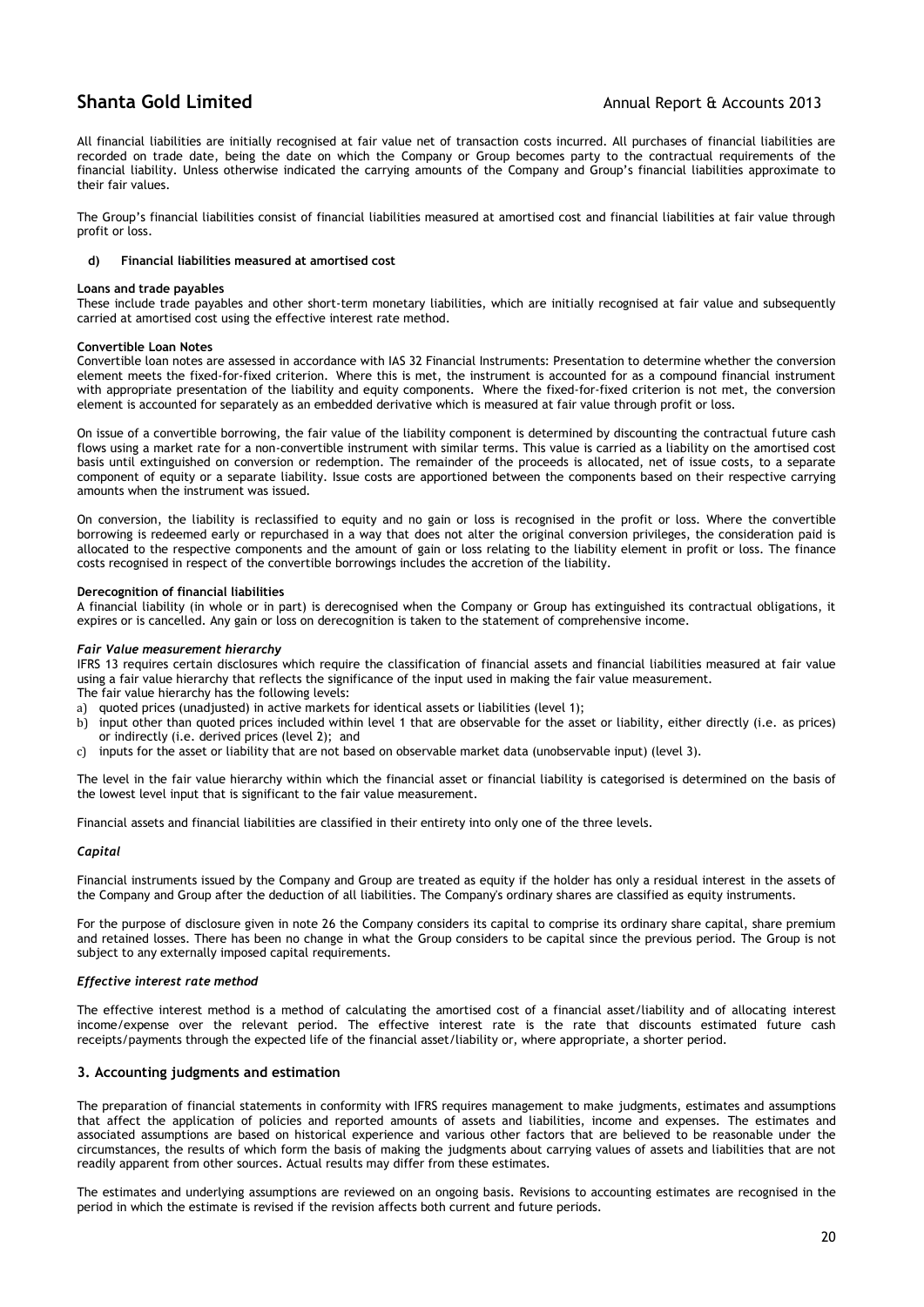All financial liabilities are initially recognised at fair value net of transaction costs incurred. All purchases of financial liabilities are recorded on trade date, being the date on which the Company or Group becomes party to the contractual requirements of the financial liability. Unless otherwise indicated the carrying amounts of the Company and Group's financial liabilities approximate to their fair values.

The Group's financial liabilities consist of financial liabilities measured at amortised cost and financial liabilities at fair value through profit or loss.

**d) Financial liabilities measured at amortised cost**

**Loans and trade payables**

These include trade payables and other short-term monetary liabilities, which are initially recognised at fair value and subsequently carried at amortised cost using the effective interest rate method.

**Convertible Loan Notes**

Convertible loan notes are assessed in accordance with IAS 32 Financial Instruments: Presentation to determine whether the conversion element meets the fixed-for-fixed criterion. Where this is met, the instrument is accounted for as a compound financial instrument with appropriate presentation of the liability and equity components. Where the fixed-for-fixed criterion is not met, the conversion element is accounted for separately as an embedded derivative which is measured at fair value through profit or loss.

On issue of a convertible borrowing, the fair value of the liability component is determined by discounting the contractual future cash flows using a market rate for a non-convertible instrument with similar terms. This value is carried as a liability on the amortised cost basis until extinguished on conversion or redemption. The remainder of the proceeds is allocated, net of issue costs, to a separate component of equity or a separate liability. Issue costs are apportioned between the components based on their respective carrying amounts when the instrument was issued.

On conversion, the liability is reclassified to equity and no gain or loss is recognised in the profit or loss. Where the convertible borrowing is redeemed early or repurchased in a way that does not alter the original conversion privileges, the consideration paid is allocated to the respective components and the amount of gain or loss relating to the liability element in profit or loss. The finance costs recognised in respect of the convertible borrowings includes the accretion of the liability.

**Derecognition of financial liabilities**

A financial liability (in whole or in part) is derecognised when the Company or Group has extinguished its contractual obligations, it expires or is cancelled. Any gain or loss on derecognition is taken to the statement of comprehensive income.

***Fair Value measurement hierarchy***

IFRS 13 requires certain disclosures which require the classification of financial assets and financial liabilities measured at fair value using a fair value hierarchy that reflects the significance of the input used in making the fair value measurement.

The fair value hierarchy has the following levels:

a) quoted prices (unadjusted) in active markets for identical assets or liabilities (level 1);
b) input other than quoted prices included within level 1 that are observable for the asset or liability, either directly (i.e. as prices) or indirectly (i.e. derived prices (level 2); and
c) inputs for the asset or liability that are not based on observable market data (unobservable input) (level 3).

The level in the fair value hierarchy within which the financial asset or financial liability is categorised is determined on the basis of the lowest level input that is significant to the fair value measurement.

Financial assets and financial liabilities are classified in their entirety into only one of the three levels.

***Capital***

Financial instruments issued by the Company and Group are treated as equity if the holder has only a residual interest in the assets of the Company and Group after the deduction of all liabilities. The Company's ordinary shares are classified as equity instruments.

For the purpose of disclosure given in note 26 the Company considers its capital to comprise its ordinary share capital, share premium and retained losses. There has been no change in what the Group considers to be capital since the previous period. The Group is not subject to any externally imposed capital requirements.

***Effective interest rate method***

The effective interest method is a method of calculating the amortised cost of a financial asset/liability and of allocating interest income/expense over the relevant period. The effective interest rate is the rate that discounts estimated future cash receipts/payments through the expected life of the financial asset/liability or, where appropriate, a shorter period.

## 3. Accounting judgments and estimation

The preparation of financial statements in conformity with IFRS requires management to make judgments, estimates and assumptions that affect the application of policies and reported amounts of assets and liabilities, income and expenses. The estimates and associated assumptions are based on historical experience and various other factors that are believed to be reasonable under the circumstances, the results of which form the basis of making the judgments about carrying values of assets and liabilities that are not readily apparent from other sources. Actual results may differ from these estimates.

The estimates and underlying assumptions are reviewed on an ongoing basis. Revisions to accounting estimates are recognised in the period in which the estimate is revised if the revision affects both current and future periods.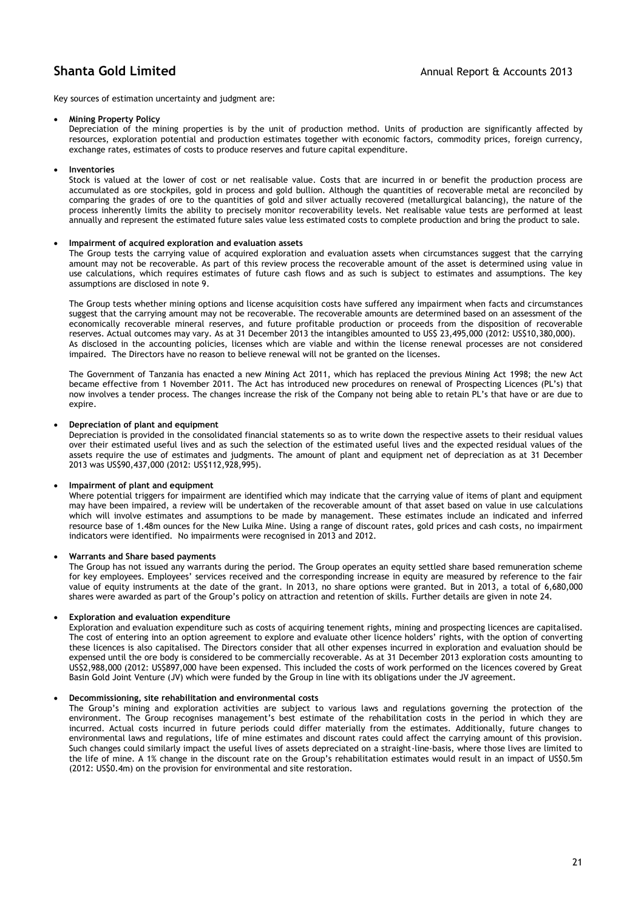Key sources of estimation uncertainty and judgment are:

- **Mining Property Policy**
  Depreciation of the mining properties is by the unit of production method. Units of production are significantly affected by resources, exploration potential and production estimates together with economic factors, commodity prices, foreign currency, exchange rates, estimates of costs to produce reserves and future capital expenditure.

- **Inventories**
  Stock is valued at the lower of cost or net realisable value. Costs that are incurred in or benefit the production process are accumulated as ore stockpiles, gold in process and gold bullion. Although the quantities of recoverable metal are reconciled by comparing the grades of ore to the quantities of gold and silver actually recovered (metallurgical balancing), the nature of the process inherently limits the ability to precisely monitor recoverability levels. Net realisable value tests are performed at least annually and represent the estimated future sales value less estimated costs to complete production and bring the product to sale.

- **Impairment of acquired exploration and evaluation assets**
  The Group tests the carrying value of acquired exploration and evaluation assets when circumstances suggest that the carrying amount may not be recoverable. As part of this review process the recoverable amount of the asset is determined using value in use calculations, which requires estimates of future cash flows and as such is subject to estimates and assumptions. The key assumptions are disclosed in note 9.

  The Group tests whether mining options and license acquisition costs have suffered any impairment when facts and circumstances suggest that the carrying amount may not be recoverable. The recoverable amounts are determined based on an assessment of the economically recoverable mineral reserves, and future profitable production or proceeds from the disposition of recoverable reserves. Actual outcomes may vary. As at 31 December 2013 the intangibles amounted to US$ 23,495,000 (2012: US$10,380,000). As disclosed in the accounting policies, licenses which are viable and within the license renewal processes are not considered impaired. The Directors have no reason to believe renewal will not be granted on the licenses.

  The Government of Tanzania has enacted a new Mining Act 2011, which has replaced the previous Mining Act 1998; the new Act became effective from 1 November 2011. The Act has introduced new procedures on renewal of Prospecting Licences (PL's) that now involves a tender process. The changes increase the risk of the Company not being able to retain PL's that have or are due to expire.

- **Depreciation of plant and equipment**
  Depreciation is provided in the consolidated financial statements so as to write down the respective assets to their residual values over their estimated useful lives and as such the selection of the estimated useful lives and the expected residual values of the assets require the use of estimates and judgments. The amount of plant and equipment net of depreciation as at 31 December 2013 was US$90,437,000 (2012: US$112,928,995).

- **Impairment of plant and equipment**
  Where potential triggers for impairment are identified which may indicate that the carrying value of items of plant and equipment may have been impaired, a review will be undertaken of the recoverable amount of that asset based on value in use calculations which will involve estimates and assumptions to be made by management. These estimates include an indicated and inferred resource base of 1.48m ounces for the New Luika Mine. Using a range of discount rates, gold prices and cash costs, no impairment indicators were identified. No impairments were recognised in 2013 and 2012.

- **Warrants and Share based payments**
  The Group has not issued any warrants during the period. The Group operates an equity settled share based remuneration scheme for key employees. Employees' services received and the corresponding increase in equity are measured by reference to the fair value of equity instruments at the date of the grant. In 2013, no share options were granted. But in 2013, a total of 6,680,000 shares were awarded as part of the Group's policy on attraction and retention of skills. Further details are given in note 24.

- **Exploration and evaluation expenditure**
  Exploration and evaluation expenditure such as costs of acquiring tenement rights, mining and prospecting licences are capitalised. The cost of entering into an option agreement to explore and evaluate other licence holders' rights, with the option of converting these licences is also capitalised. The Directors consider that all other expenses incurred in exploration and evaluation should be expensed until the ore body is considered to be commercially recoverable. As at 31 December 2013 exploration costs amounting to US$2,988,000 (2012: US$897,000 have been expensed. This included the costs of work performed on the licences covered by Great Basin Gold Joint Venture (JV) which were funded by the Group in line with its obligations under the JV agreement.

- **Decommissioning, site rehabilitation and environmental costs**
  The Group's mining and exploration activities are subject to various laws and regulations governing the protection of the environment. The Group recognises management's best estimate of the rehabilitation costs in the period in which they are incurred. Actual costs incurred in future periods could differ materially from the estimates. Additionally, future changes to environmental laws and regulations, life of mine estimates and discount rates could affect the carrying amount of this provision. Such changes could similarly impact the useful lives of assets depreciated on a straight-line-basis, where those lives are limited to the life of mine. A 1% change in the discount rate on the Group's rehabilitation estimates would result in an impact of US$0.5m (2012: US$0.4m) on the provision for environmental and site restoration.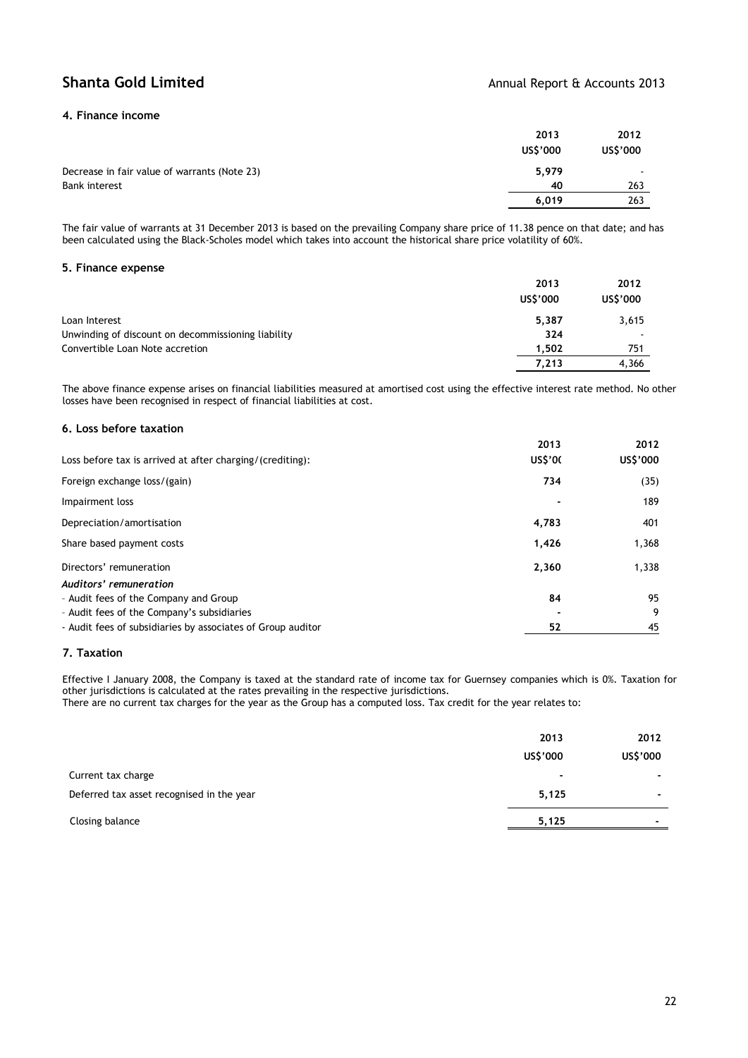### 4. Finance income

| | 2013 US$'000 | 2012 US$'000 |
|---|---|---|
| Decrease in fair value of warrants (Note 23) | **5,979** | - |
| Bank interest | **40** | 263 |
| | **6,019** | 263 |

The fair value of warrants at 31 December 2013 is based on the prevailing Company share price of 11.38 pence on that date; and has been calculated using the Black-Scholes model which takes into account the historical share price volatility of 60%.

### 5. Finance expense

| | 2013 US$'000 | 2012 US$'000 |
|---|---|---|
| Loan Interest | **5,387** | 3,615 |
| Unwinding of discount on decommissioning liability | **324** | - |
| Convertible Loan Note accretion | **1,502** | 751 |
| | **7,213** | 4,366 |

The above finance expense arises on financial liabilities measured at amortised cost using the effective interest rate method. No other losses have been recognised in respect of financial liabilities at cost.

### 6. Loss before taxation

| Loss before tax is arrived at after charging/(crediting): | 2013 US$'0( | 2012 US$'000 |
|---|---|---|
| Foreign exchange loss/(gain) | **734** | (35) |
| Impairment loss | **-** | 189 |
| Depreciation/amortisation | **4,783** | 401 |
| Share based payment costs | **1,426** | 1,368 |
| Directors' remuneration | **2,360** | 1,338 |
| ***Auditors' remuneration*** | | |
| - Audit fees of the Company and Group | **84** | 95 |
| - Audit fees of the Company's subsidiaries | **-** | 9 |
| - Audit fees of subsidiaries by associates of Group auditor | **52** | 45 |

### 7. Taxation

Effective I January 2008, the Company is taxed at the standard rate of income tax for Guernsey companies which is 0%. Taxation for other jurisdictions is calculated at the rates prevailing in the respective jurisdictions.
There are no current tax charges for the year as the Group has a computed loss. Tax credit for the year relates to:

| | 2013 US$'000 | 2012 US$'000 |
|---|---|---|
| Current tax charge | **-** | - |
| Deferred tax asset recognised in the year | **5,125** | - |
| Closing balance | **5,125** | - |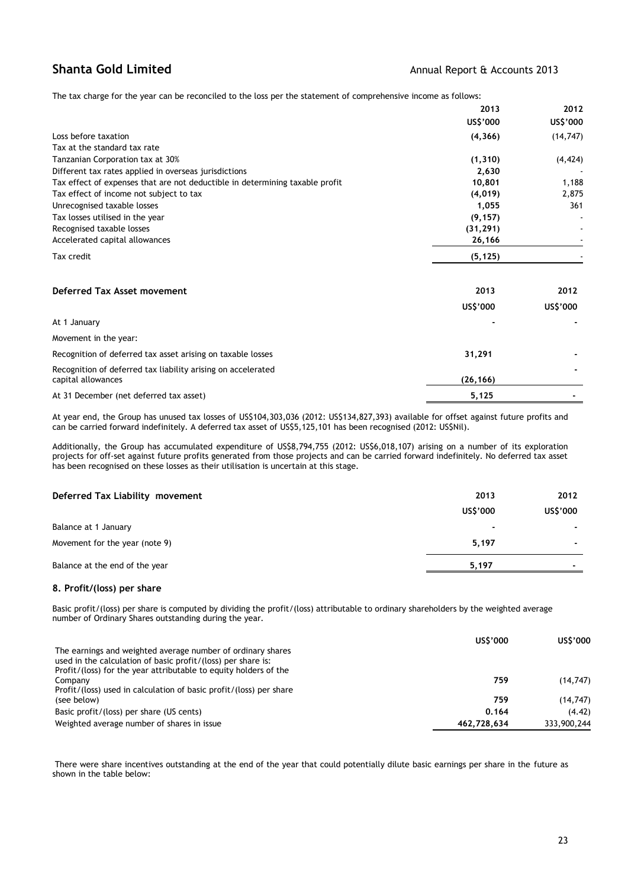The tax charge for the year can be reconciled to the loss per the statement of comprehensive income as follows:

| | 2013 | 2012 |
|---|---|---|
| | US$'000 | US$'000 |
| Loss before taxation | **(4,366)** | (14,747) |
| Tax at the standard tax rate | | |
| Tanzanian Corporation tax at 30% | **(1,310)** | (4,424) |
| Different tax rates applied in overseas jurisdictions | **2,630** | - |
| Tax effect of expenses that are not deductible in determining taxable profit | **10,801** | 1,188 |
| Tax effect of income not subject to tax | **(4,019)** | 2,875 |
| Unrecognised taxable losses | **1,055** | 361 |
| Tax losses utilised in the year | **(9,157)** | - |
| Recognised taxable losses | **(31,291)** | - |
| Accelerated capital allowances | **26,166** | - |
| Tax credit | **(5,125)** | - |

| **Deferred Tax Asset movement** | 2013 | 2012 |
|---|---|---|
| | US$'000 | US$'000 |
| At 1 January | **-** | - |
| Movement in the year: | | |
| Recognition of deferred tax asset arising on taxable losses | **31,291** | - |
| Recognition of deferred tax liability arising on accelerated capital allowances | **(26,166)** | - |
| At 31 December (net deferred tax asset) | **5,125** | - |

At year end, the Group has unused tax losses of US$104,303,036 (2012: US$134,827,393) available for offset against future profits and can be carried forward indefinitely. A deferred tax asset of US$5,125,101 has been recognised (2012: US$Nil).

Additionally, the Group has accumulated expenditure of US$8,794,755 (2012: US$6,018,107) arising on a number of its exploration projects for off-set against future profits generated from those projects and can be carried forward indefinitely. No deferred tax asset has been recognised on these losses as their utilisation is uncertain at this stage.

| **Deferred Tax Liability movement** | 2013 | 2012 |
|---|---|---|
| | US$'000 | US$'000 |
| Balance at 1 January | **-** | - |
| Movement for the year (note 9) | **5,197** | - |
| Balance at the end of the year | **5,197** | - |

### 8. Profit/(loss) per share

Basic profit/(loss) per share is computed by dividing the profit/(loss) attributable to ordinary shareholders by the weighted average number of Ordinary Shares outstanding during the year.

| | US$'000 | US$'000 |
|---|---|---|
| The earnings and weighted average number of ordinary shares used in the calculation of basic profit/(loss) per share is: | | |
| Profit/(loss) for the year attributable to equity holders of the Company | **759** | (14,747) |
| Profit/(loss) used in calculation of basic profit/(loss) per share (see below) | **759** | (14,747) |
| Basic profit/(loss) per share (US cents) | **0.164** | (4.42) |
| Weighted average number of shares in issue | **462,728,634** | 333,900,244 |

There were share incentives outstanding at the end of the year that could potentially dilute basic earnings per share in the future as shown in the table below: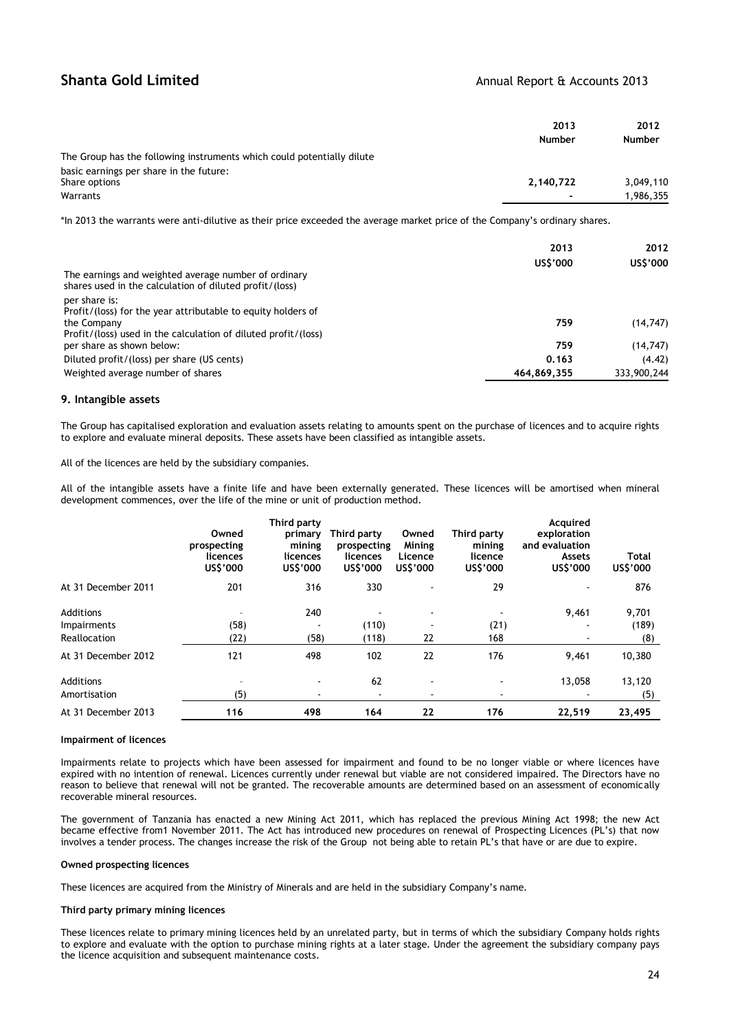| | 2013 Number | 2012 Number |
|---|---|---|
| The Group has the following instruments which could potentially dilute basic earnings per share in the future: | | |
| Share options | 2,140,722 | 3,049,110 |
| Warrants | - | 1,986,355 |

*In 2013 the warrants were anti-dilutive as their price exceeded the average market price of the Company's ordinary shares.

| | 2013 US$'000 | 2012 US$'000 |
|---|---|---|
| The earnings and weighted average number of ordinary shares used in the calculation of diluted profit/(loss) per share is: | | |
| Profit/(loss) for the year attributable to equity holders of the Company | 759 | (14,747) |
| Profit/(loss) used in the calculation of diluted profit/(loss) per share as shown below: | 759 | (14,747) |
| Diluted profit/(loss) per share (US cents) | 0.163 | (4.42) |
| Weighted average number of shares | 464,869,355 | 333,900,244 |

## 9. Intangible assets

The Group has capitalised exploration and evaluation assets relating to amounts spent on the purchase of licences and to acquire rights to explore and evaluate mineral deposits. These assets have been classified as intangible assets.

All of the licences are held by the subsidiary companies.

All of the intangible assets have a finite life and have been externally generated. These licences will be amortised when mineral development commences, over the life of the mine or unit of production method.

| | Owned prospecting licences US$'000 | Third party primary mining licences US$'000 | Third party prospecting licences US$'000 | Owned Mining Licence US$'000 | Third party mining licence US$'000 | Acquired exploration and evaluation Assets US$'000 | Total US$'000 |
|---|---|---|---|---|---|---|---|
| At 31 December 2011 | 201 | 316 | 330 | - | 29 | - | 876 |
| Additions | - | 240 | - | - | - | 9,461 | 9,701 |
| Impairments | (58) | - | (110) | - | (21) | - | (189) |
| Reallocation | (22) | (58) | (118) | 22 | 168 | - | (8) |
| At 31 December 2012 | 121 | 498 | 102 | 22 | 176 | 9,461 | 10,380 |
| Additions | - | - | 62 | - | - | 13,058 | 13,120 |
| Amortisation | (5) | - | - | - | - | - | (5) |
| At 31 December 2013 | 116 | 498 | 164 | 22 | 176 | 22,519 | 23,495 |

### Impairment of licences

Impairments relate to projects which have been assessed for impairment and found to be no longer viable or where licences have expired with no intention of renewal. Licences currently under renewal but viable are not considered impaired. The Directors have no reason to believe that renewal will not be granted. The recoverable amounts are determined based on an assessment of economically recoverable mineral resources.

The government of Tanzania has enacted a new Mining Act 2011, which has replaced the previous Mining Act 1998; the new Act became effective from1 November 2011. The Act has introduced new procedures on renewal of Prospecting Licences (PL's) that now involves a tender process. The changes increase the risk of the Group not being able to retain PL's that have or are due to expire.

### Owned prospecting licences

These licences are acquired from the Ministry of Minerals and are held in the subsidiary Company's name.

### Third party primary mining licences

These licences relate to primary mining licences held by an unrelated party, but in terms of which the subsidiary Company holds rights to explore and evaluate with the option to purchase mining rights at a later stage. Under the agreement the subsidiary company pays the licence acquisition and subsequent maintenance costs.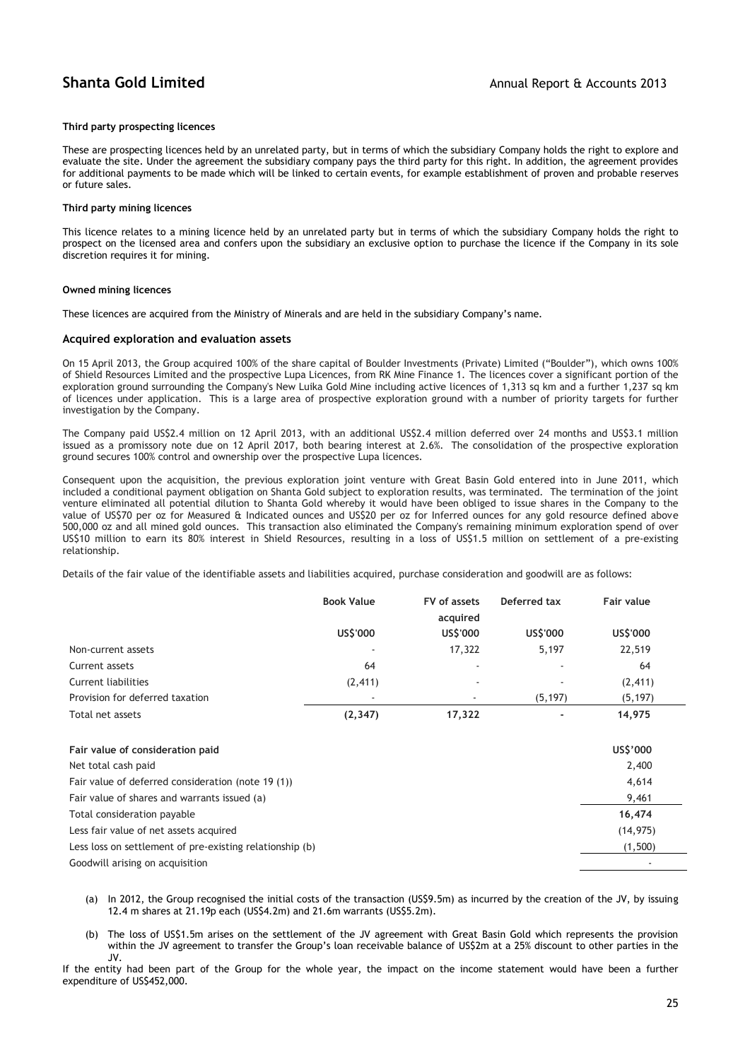#### Third party prospecting licences

These are prospecting licences held by an unrelated party, but in terms of which the subsidiary Company holds the right to explore and evaluate the site. Under the agreement the subsidiary company pays the third party for this right. In addition, the agreement provides for additional payments to be made which will be linked to certain events, for example establishment of proven and probable reserves or future sales.

#### Third party mining licences

This licence relates to a mining licence held by an unrelated party but in terms of which the subsidiary Company holds the right to prospect on the licensed area and confers upon the subsidiary an exclusive option to purchase the licence if the Company in its sole discretion requires it for mining.

#### Owned mining licences

These licences are acquired from the Ministry of Minerals and are held in the subsidiary Company's name.

### Acquired exploration and evaluation assets

On 15 April 2013, the Group acquired 100% of the share capital of Boulder Investments (Private) Limited ("Boulder"), which owns 100% of Shield Resources Limited and the prospective Lupa Licences, from RK Mine Finance 1. The licences cover a significant portion of the exploration ground surrounding the Company's New Luika Gold Mine including active licences of 1,313 sq km and a further 1,237 sq km of licences under application. This is a large area of prospective exploration ground with a number of priority targets for further investigation by the Company.

The Company paid US$2.4 million on 12 April 2013, with an additional US$2.4 million deferred over 24 months and US$3.1 million issued as a promissory note due on 12 April 2017, both bearing interest at 2.6%. The consolidation of the prospective exploration ground secures 100% control and ownership over the prospective Lupa licences.

Consequent upon the acquisition, the previous exploration joint venture with Great Basin Gold entered into in June 2011, which included a conditional payment obligation on Shanta Gold subject to exploration results, was terminated. The termination of the joint venture eliminated all potential dilution to Shanta Gold whereby it would have been obliged to issue shares in the Company to the value of US$70 per oz for Measured & Indicated ounces and US$20 per oz for Inferred ounces for any gold resource defined above 500,000 oz and all mined gold ounces. This transaction also eliminated the Company's remaining minimum exploration spend of over US$10 million to earn its 80% interest in Shield Resources, resulting in a loss of US$1.5 million on settlement of a pre-existing relationship.

Details of the fair value of the identifiable assets and liabilities acquired, purchase consideration and goodwill are as follows:

| | Book Value | FV of assets acquired | Deferred tax | Fair value |
|---|---|---|---|---|
| | US$'000 | US$'000 | US$'000 | US$'000 |
| Non-current assets | - | 17,322 | 5,197 | 22,519 |
| Current assets | 64 | - | - | 64 |
| Current liabilities | (2,411) | - | - | (2,411) |
| Provision for deferred taxation | - | - | (5,197) | (5,197) |
| Total net assets | **(2,347)** | **17,322** | **-** | **14,975** |

| **Fair value of consideration paid** | **US$'000** |
|---|---|
| Net total cash paid | 2,400 |
| Fair value of deferred consideration (note 19 (1)) | 4,614 |
| Fair value of shares and warrants issued (a) | 9,461 |
| Total consideration payable | **16,474** |
| Less fair value of net assets acquired | (14,975) |
| Less loss on settlement of pre-existing relationship (b) | (1,500) |
| Goodwill arising on acquisition | - |

(a) In 2012, the Group recognised the initial costs of the transaction (US$9.5m) as incurred by the creation of the JV, by issuing 12.4 m shares at 21.19p each (US$4.2m) and 21.6m warrants (US$5.2m).

(b) The loss of US$1.5m arises on the settlement of the JV agreement with Great Basin Gold which represents the provision within the JV agreement to transfer the Group's loan receivable balance of US$2m at a 25% discount to other parties in the JV.

If the entity had been part of the Group for the whole year, the impact on the income statement would have been a further expenditure of US$452,000.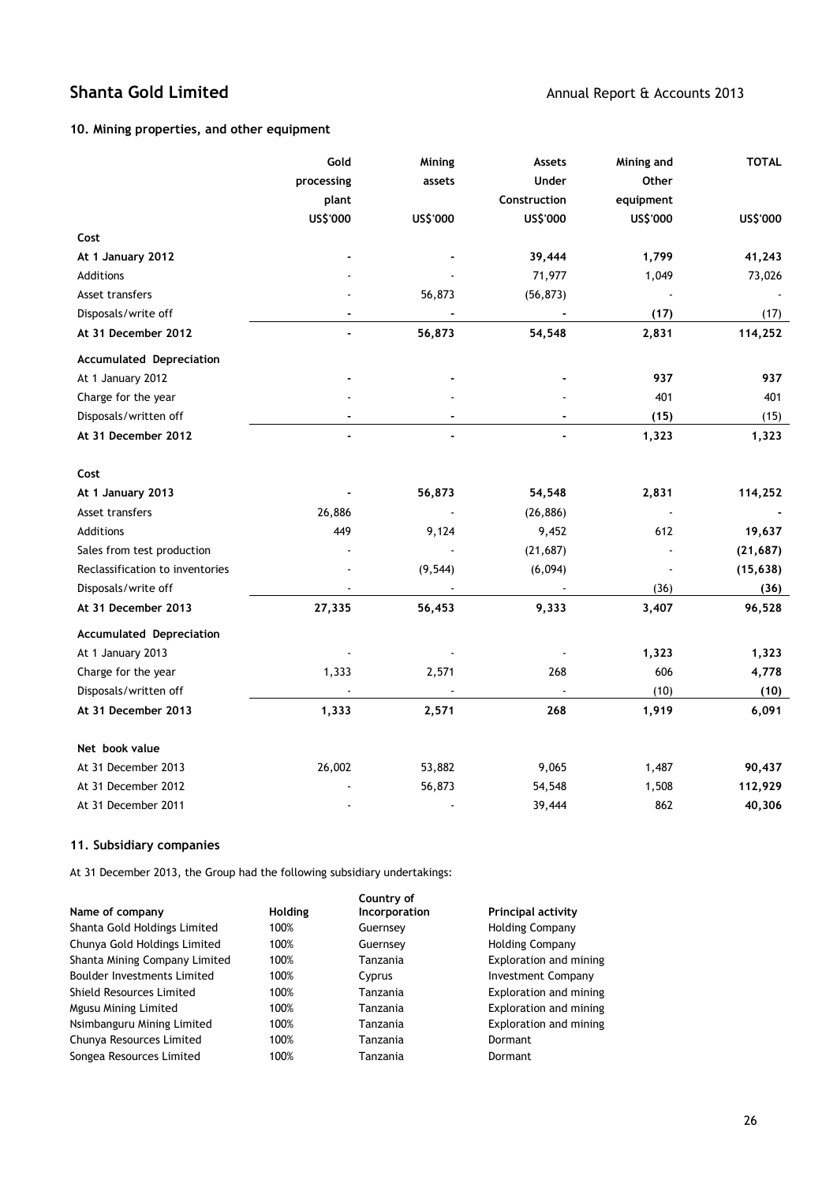### 10. Mining properties, and other equipment

| | Gold processing plant | Mining assets | Assets Under Construction | Mining and Other equipment | TOTAL |
|---|---|---|---|---|---|
| | US$'000 | US$'000 | US$'000 | US$'000 | US$'000 |
| **Cost** | | | | | |
| **At 1 January 2012** | - | - | 39,444 | 1,799 | 41,243 |
| Additions | - | - | 71,977 | 1,049 | 73,026 |
| Asset transfers | - | 56,873 | (56,873) | - | - |
| Disposals/write off | - | - | - | (17) | (17) |
| **At 31 December 2012** | - | 56,873 | 54,548 | 2,831 | 114,252 |
| **Accumulated Depreciation** | | | | | |
| At 1 January 2012 | - | - | - | 937 | 937 |
| Charge for the year | - | - | - | 401 | 401 |
| Disposals/written off | - | - | - | (15) | (15) |
| **At 31 December 2012** | - | - | - | 1,323 | 1,323 |
| **Cost** | | | | | |
| **At 1 January 2013** | - | 56,873 | 54,548 | 2,831 | 114,252 |
| Asset transfers | 26,886 | - | (26,886) | - | - |
| Additions | 449 | 9,124 | 9,452 | 612 | 19,637 |
| Sales from test production | - | - | (21,687) | - | (21,687) |
| Reclassification to inventories | - | (9,544) | (6,094) | - | (15,638) |
| Disposals/write off | - | - | - | (36) | (36) |
| **At 31 December 2013** | 27,335 | 56,453 | 9,333 | 3,407 | 96,528 |
| **Accumulated Depreciation** | | | | | |
| At 1 January 2013 | - | - | - | 1,323 | 1,323 |
| Charge for the year | 1,333 | 2,571 | 268 | 606 | 4,778 |
| Disposals/written off | - | - | - | (10) | (10) |
| **At 31 December 2013** | 1,333 | 2,571 | 268 | 1,919 | 6,091 |
| **Net book value** | | | | | |
| At 31 December 2013 | 26,002 | 53,882 | 9,065 | 1,487 | 90,437 |
| At 31 December 2012 | - | 56,873 | 54,548 | 1,508 | 112,929 |
| At 31 December 2011 | - | - | 39,444 | 862 | 40,306 |

### 11. Subsidiary companies

At 31 December 2013, the Group had the following subsidiary undertakings:

| Name of company | Holding | Country of Incorporation | Principal activity |
|---|---|---|---|
| Shanta Gold Holdings Limited | 100% | Guernsey | Holding Company |
| Chunya Gold Holdings Limited | 100% | Guernsey | Holding Company |
| Shanta Mining Company Limited | 100% | Tanzania | Exploration and mining |
| Boulder Investments Limited | 100% | Cyprus | Investment Company |
| Shield Resources Limited | 100% | Tanzania | Exploration and mining |
| Mgusu Mining Limited | 100% | Tanzania | Exploration and mining |
| Nsimbanguru Mining Limited | 100% | Tanzania | Exploration and mining |
| Chunya Resources Limited | 100% | Tanzania | Dormant |
| Songea Resources Limited | 100% | Tanzania | Dormant |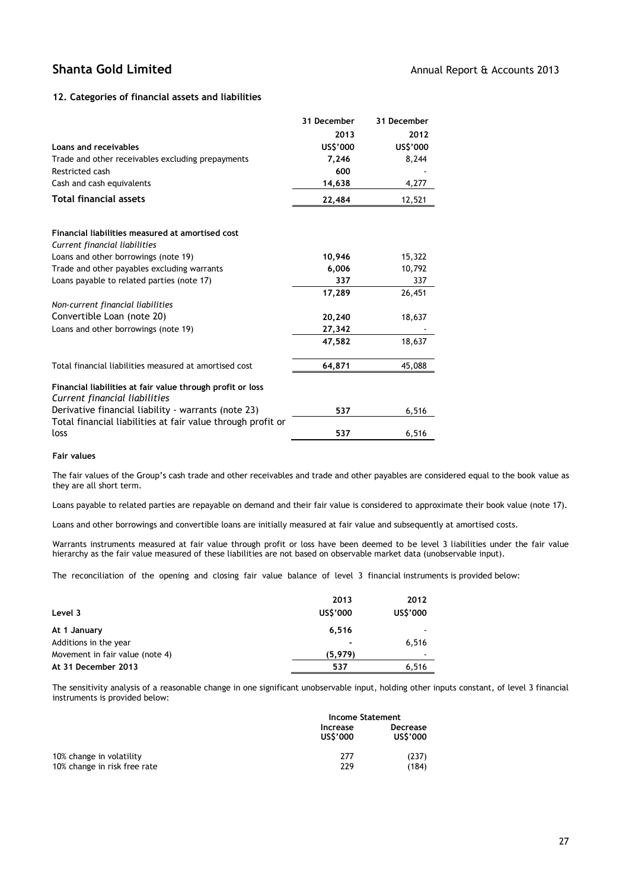## 12. Categories of financial assets and liabilities

| | 31 December 2013 | 31 December 2012 |
|---|---|---|
| **Loans and receivables** | **US$'000** | **US$'000** |
| Trade and other receivables excluding prepayments | **7,246** | 8,244 |
| Restricted cash | **600** | - |
| Cash and cash equivalents | **14,638** | 4,277 |
| **Total financial assets** | **22,484** | 12,521 |
| | | |
| **Financial liabilities measured at amortised cost** | | |
| *Current financial liabilities* | | |
| Loans and other borrowings (note 19) | **10,946** | 15,322 |
| Trade and other payables excluding warrants | **6,006** | 10,792 |
| Loans payable to related parties (note 17) | **337** | 337 |
| | **17,289** | 26,451 |
| *Non-current financial liabilities* | | |
| Convertible Loan (note 20) | **20,240** | 18,637 |
| Loans and other borrowings (note 19) | **27,342** | - |
| | **47,582** | 18,637 |
| | | |
| Total financial liabilities measured at amortised cost | **64,871** | 45,088 |
| | | |
| **Financial liabilities at fair value through profit or loss** | | |
| *Current financial liabilities* | | |
| Derivative financial liability - warrants (note 23) | **537** | 6,516 |
| Total financial liabilities at fair value through profit or loss | **537** | 6,516 |

**Fair values**

The fair values of the Group's cash trade and other receivables and trade and other payables are considered equal to the book value as they are all short term.

Loans payable to related parties are repayable on demand and their fair value is considered to approximate their book value (note 17).

Loans and other borrowings and convertible loans are initially measured at fair value and subsequently at amortised costs.

Warrants instruments measured at fair value through profit or loss have been deemed to be level 3 liabilities under the fair value hierarchy as the fair value measured of these liabilities are not based on observable market data (unobservable input).

The reconciliation of the opening and closing fair value balance of level 3 financial instruments is provided below:

| Level 3 | 2013 US$'000 | 2012 US$'000 |
|---|---|---|
| **At 1 January** | **6,516** | - |
| Additions in the year | **-** | 6,516 |
| Movement in fair value (note 4) | **(5,979)** | - |
| **At 31 December 2013** | **537** | 6,516 |

The sensitivity analysis of a reasonable change in one significant unobservable input, holding other inputs constant, of level 3 financial instruments is provided below:

| | Income Statement | |
|---|---|---|
| | **Increase US$'000** | **Decrease US$'000** |
| 10% change in volatility | 277 | (237) |
| 10% change in risk free rate | 229 | (184) |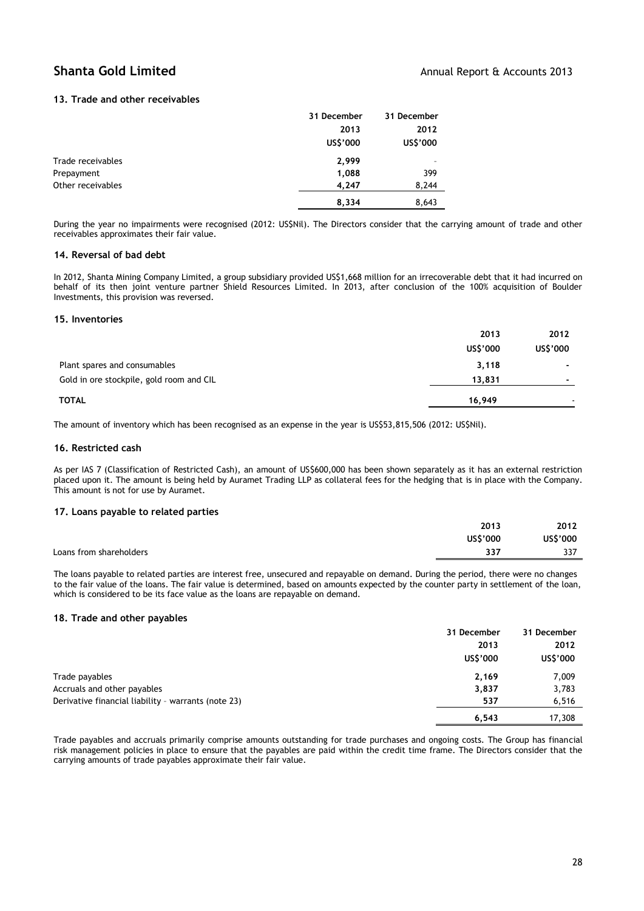### 13. Trade and other receivables

| | 31 December 2013 US$'000 | 31 December 2012 US$'000 |
|---|---|---|
| Trade receivables | **2,999** | - |
| Prepayment | **1,088** | 399 |
| Other receivables | **4,247** | 8,244 |
| | **8,334** | 8,643 |

During the year no impairments were recognised (2012: US$Nil). The Directors consider that the carrying amount of trade and other receivables approximates their fair value.

### 14. Reversal of bad debt

In 2012, Shanta Mining Company Limited, a group subsidiary provided US$1,668 million for an irrecoverable debt that it had incurred on behalf of its then joint venture partner Shield Resources Limited. In 2013, after conclusion of the 100% acquisition of Boulder Investments, this provision was reversed.

### 15. Inventories

| | 2013 US$'000 | 2012 US$'000 |
|---|---|---|
| Plant spares and consumables | **3,118** | - |
| Gold in ore stockpile, gold room and CIL | **13,831** | - |
| **TOTAL** | **16,949** | - |

The amount of inventory which has been recognised as an expense in the year is US$53,815,506 (2012: US$Nil).

### 16. Restricted cash

As per IAS 7 (Classification of Restricted Cash), an amount of US$600,000 has been shown separately as it has an external restriction placed upon it. The amount is being held by Auramet Trading LLP as collateral fees for the hedging that is in place with the Company. This amount is not for use by Auramet.

### 17. Loans payable to related parties

| | 2013 US$'000 | 2012 US$'000 |
|---|---|---|
| Loans from shareholders | **337** | 337 |

The loans payable to related parties are interest free, unsecured and repayable on demand. During the period, there were no changes to the fair value of the loans. The fair value is determined, based on amounts expected by the counter party in settlement of the loan, which is considered to be its face value as the loans are repayable on demand.

### 18. Trade and other payables

| | 31 December 2013 US$'000 | 31 December 2012 US$'000 |
|---|---|---|
| Trade payables | **2,169** | 7,009 |
| Accruals and other payables | **3,837** | 3,783 |
| Derivative financial liability – warrants (note 23) | **537** | 6,516 |
| | **6,543** | 17,308 |

Trade payables and accruals primarily comprise amounts outstanding for trade purchases and ongoing costs. The Group has financial risk management policies in place to ensure that the payables are paid within the credit time frame. The Directors consider that the carrying amounts of trade payables approximate their fair value.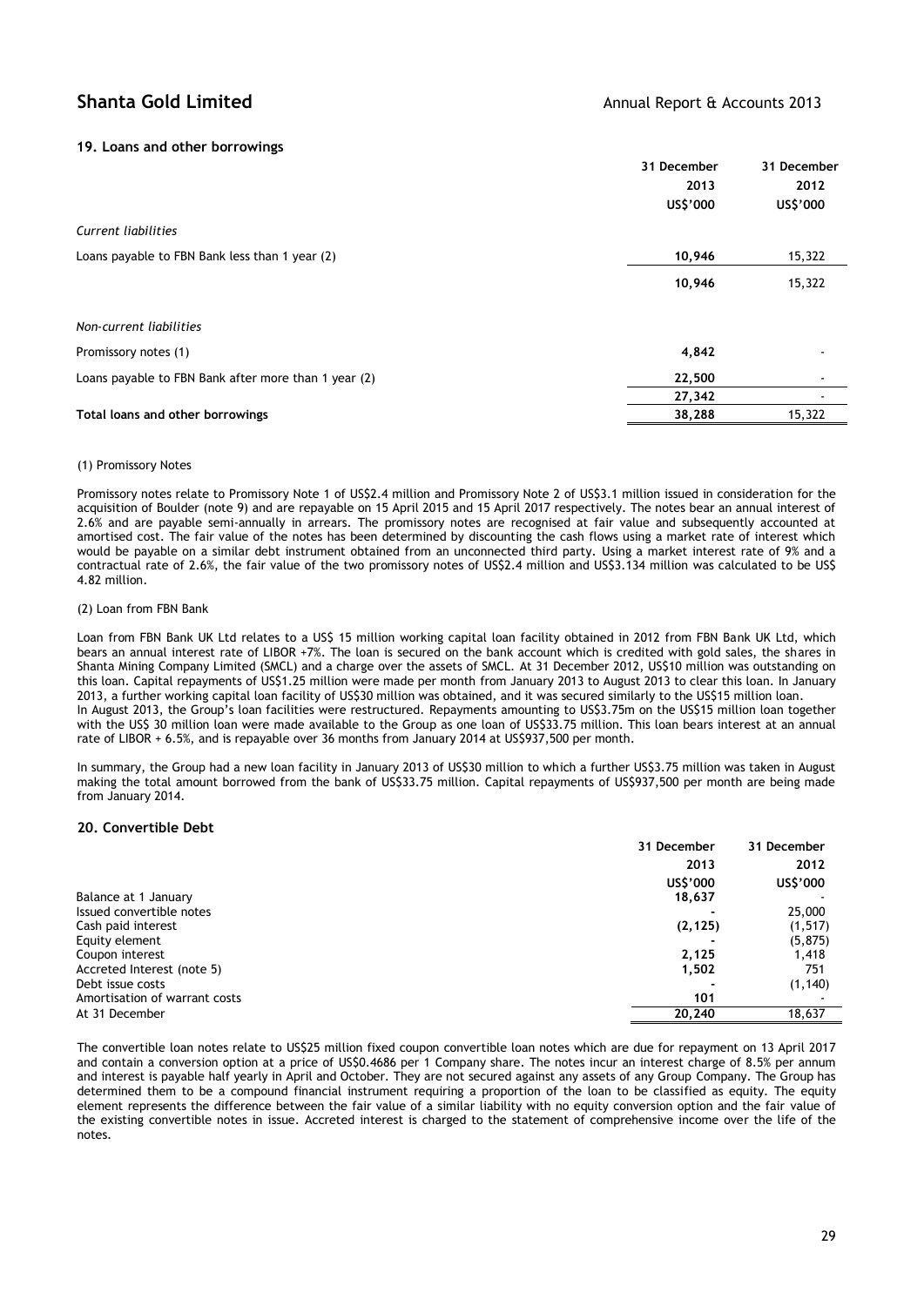## 19. Loans and other borrowings

| | 31 December 2013 US$'000 | 31 December 2012 US$'000 |
|---|---|---|
| *Current liabilities* | | |
| Loans payable to FBN Bank less than 1 year (2) | **10,946** | 15,322 |
| | **10,946** | 15,322 |
| *Non-current liabilities* | | |
| Promissory notes (1) | **4,842** | - |
| Loans payable to FBN Bank after more than 1 year (2) | **22,500** | - |
| | **27,342** | - |
| **Total loans and other borrowings** | **38,288** | 15,322 |

(1) Promissory Notes

Promissory notes relate to Promissory Note 1 of US$2.4 million and Promissory Note 2 of US$3.1 million issued in consideration for the acquisition of Boulder (note 9) and are repayable on 15 April 2015 and 15 April 2017 respectively. The notes bear an annual interest of 2.6% and are payable semi-annually in arrears. The promissory notes are recognised at fair value and subsequently accounted at amortised cost. The fair value of the notes has been determined by discounting the cash flows using a market rate of interest which would be payable on a similar debt instrument obtained from an unconnected third party. Using a market interest rate of 9% and a contractual rate of 2.6%, the fair value of the two promissory notes of US$2.4 million and US$3.134 million was calculated to be US$ 4.82 million.

(2) Loan from FBN Bank

Loan from FBN Bank UK Ltd relates to a US$ 15 million working capital loan facility obtained in 2012 from FBN Bank UK Ltd, which bears an annual interest rate of LIBOR +7%. The loan is secured on the bank account which is credited with gold sales, the shares in Shanta Mining Company Limited (SMCL) and a charge over the assets of SMCL. At 31 December 2012, US$10 million was outstanding on this loan. Capital repayments of US$1.25 million were made per month from January 2013 to August 2013 to clear this loan. In January 2013, a further working capital loan facility of US$30 million was obtained, and it was secured similarly to the US$15 million loan. In August 2013, the Group's loan facilities were restructured. Repayments amounting to US$3.75m on the US$15 million loan together with the US$ 30 million loan were made available to the Group as one loan of US$33.75 million. This loan bears interest at an annual rate of LIBOR + 6.5%, and is repayable over 36 months from January 2014 at US$937,500 per month.

In summary, the Group had a new loan facility in January 2013 of US$30 million to which a further US$3.75 million was taken in August making the total amount borrowed from the bank of US$33.75 million. Capital repayments of US$937,500 per month are being made from January 2014.

## 20. Convertible Debt

| | 31 December 2013 US$'000 | 31 December 2012 US$'000 |
|---|---|---|
| Balance at 1 January | **18,637** | - |
| Issued convertible notes | **-** | 25,000 |
| Cash paid interest | **(2,125)** | (1,517) |
| Equity element | **-** | (5,875) |
| Coupon interest | **2,125** | 1,418 |
| Accreted Interest (note 5) | **1,502** | 751 |
| Debt issue costs | **-** | (1,140) |
| Amortisation of warrant costs | **101** | - |
| At 31 December | **20,240** | 18,637 |

The convertible loan notes relate to US$25 million fixed coupon convertible loan notes which are due for repayment on 13 April 2017 and contain a conversion option at a price of US$0.4686 per 1 Company share. The notes incur an interest charge of 8.5% per annum and interest is payable half yearly in April and October. They are not secured against any assets of any Group Company. The Group has determined them to be a compound financial instrument requiring a proportion of the loan to be classified as equity. The equity element represents the difference between the fair value of a similar liability with no equity conversion option and the fair value of the existing convertible notes in issue. Accreted interest is charged to the statement of comprehensive income over the life of the notes.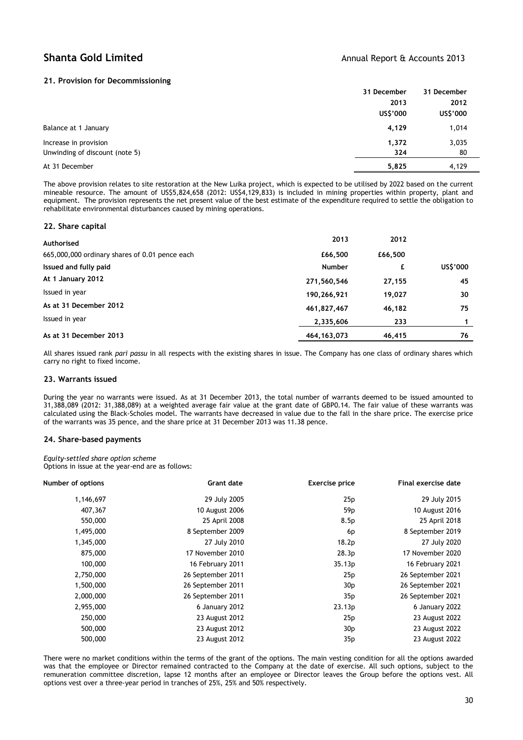## 21. Provision for Decommissioning

| | 31 December 2013 US$'000 | 31 December 2012 US$'000 |
|---|---|---|
| Balance at 1 January | **4,129** | 1,014 |
| Increase in provision | **1,372** | 3,035 |
| Unwinding of discount (note 5) | **324** | 80 |
| At 31 December | **5,825** | 4,129 |

The above provision relates to site restoration at the New Luika project, which is expected to be utilised by 2022 based on the current mineable resource. The amount of US$5,824,658 (2012: US$4,129,833) is included in mining properties within property, plant and equipment. The provision represents the net present value of the best estimate of the expenditure required to settle the obligation to rehabilitate environmental disturbances caused by mining operations.

## 22. Share capital

| **Authorised** | 2013 | 2012 | |
|---|---|---|---|
| 665,000,000 ordinary shares of 0.01 pence each | **£66,500** | **£66,500** | |
| **Issued and fully paid** | **Number** | **£** | **US$'000** |
| **At 1 January 2012** | **271,560,546** | **27,155** | **45** |
| Issued in year | **190,266,921** | **19,027** | **30** |
| **As at 31 December 2012** | **461,827,467** | **46,182** | **75** |
| Issued in year | **2,335,606** | **233** | **1** |
| **As at 31 December 2013** | **464,163,073** | **46,415** | **76** |

All shares issued rank *pari passu* in all respects with the existing shares in issue. The Company has one class of ordinary shares which carry no right to fixed income.

## 23. Warrants issued

During the year no warrants were issued. As at 31 December 2013, the total number of warrants deemed to be issued amounted to 31,388,089 (2012: 31,388,089) at a weighted average fair value at the grant date of GBP0.14. The fair value of these warrants was calculated using the Black-Scholes model. The warrants have decreased in value due to the fall in the share price. The exercise price of the warrants was 35 pence, and the share price at 31 December 2013 was 11.38 pence.

## 24. Share-based payments

*Equity-settled share option scheme*

Options in issue at the year-end are as follows:

| Number of options | Grant date | Exercise price | Final exercise date |
|---|---|---|---|
| 1,146,697 | 29 July 2005 | 25p | 29 July 2015 |
| 407,367 | 10 August 2006 | 59p | 10 August 2016 |
| 550,000 | 25 April 2008 | 8.5p | 25 April 2018 |
| 1,495,000 | 8 September 2009 | 6p | 8 September 2019 |
| 1,345,000 | 27 July 2010 | 18.2p | 27 July 2020 |
| 875,000 | 17 November 2010 | 28.3p | 17 November 2020 |
| 100,000 | 16 February 2011 | 35.13p | 16 February 2021 |
| 2,750,000 | 26 September 2011 | 25p | 26 September 2021 |
| 1,500,000 | 26 September 2011 | 30p | 26 September 2021 |
| 2,000,000 | 26 September 2011 | 35p | 26 September 2021 |
| 2,955,000 | 6 January 2012 | 23.13p | 6 January 2022 |
| 250,000 | 23 August 2012 | 25p | 23 August 2022 |
| 500,000 | 23 August 2012 | 30p | 23 August 2022 |
| 500,000 | 23 August 2012 | 35p | 23 August 2022 |

There were no market conditions within the terms of the grant of the options. The main vesting condition for all the options awarded was that the employee or Director remained contracted to the Company at the date of exercise. All such options, subject to the remuneration committee discretion, lapse 12 months after an employee or Director leaves the Group before the options vest. All options vest over a three-year period in tranches of 25%, 25% and 50% respectively.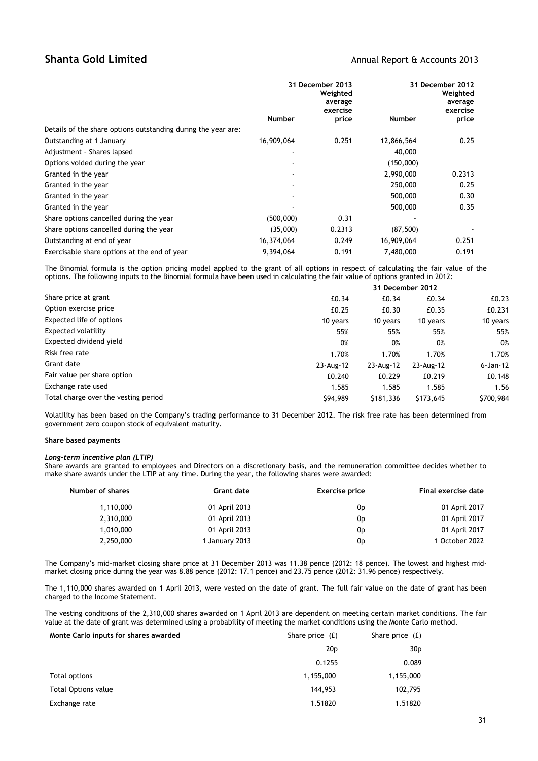|  | 31 December 2013 |  | 31 December 2012 |  |
|---|---|---|---|---|
|  | Number | Weighted average exercise price | Number | Weighted average exercise price |
| Details of the share options outstanding during the year are: |  |  |  |  |
| Outstanding at 1 January | 16,909,064 | 0.251 | 12,866,564 | 0.25 |
| Adjustment – Shares lapsed | - |  | 40,000 |  |
| Options voided during the year | - |  | (150,000) |  |
| Granted in the year | - |  | 2,990,000 | 0.2313 |
| Granted in the year | - |  | 250,000 | 0.25 |
| Granted in the year | - |  | 500,000 | 0.30 |
| Granted in the year | - |  | 500,000 | 0.35 |
| Share options cancelled during the year | (500,000) | 0.31 | - |  |
| Share options cancelled during the year | (35,000) | 0.2313 | (87,500) | - |
| Outstanding at end of year | 16,374,064 | 0.249 | 16,909,064 | 0.251 |
| Exercisable share options at the end of year | 9,394,064 | 0.191 | 7,480,000 | 0.191 |

The Binomial formula is the option pricing model applied to the grant of all options in respect of calculating the fair value of the options. The following inputs to the Binomial formula have been used in calculating the fair value of options granted in 2012:

|  | 31 December 2012 |  |  |  |
|---|---|---|---|---|
| Share price at grant | £0.34 | £0.34 | £0.34 | £0.23 |
| Option exercise price | £0.25 | £0.30 | £0.35 | £0.231 |
| Expected life of options | 10 years | 10 years | 10 years | 10 years |
| Expected volatility | 55% | 55% | 55% | 55% |
| Expected dividend yield | 0% | 0% | 0% | 0% |
| Risk free rate | 1.70% | 1.70% | 1.70% | 1.70% |
| Grant date | 23-Aug-12 | 23-Aug-12 | 23-Aug-12 | 6-Jan-12 |
| Fair value per share option | £0.240 | £0.229 | £0.219 | £0.148 |
| Exchange rate used | 1.585 | 1.585 | 1.585 | 1.56 |
| Total charge over the vesting period | $94,989 | $181,336 | $173,645 | $700,984 |

Volatility has been based on the Company's trading performance to 31 December 2012. The risk free rate has been determined from government zero coupon stock of equivalent maturity.

**Share based payments**

***Long-term incentive plan (LTIP)***

Share awards are granted to employees and Directors on a discretionary basis, and the remuneration committee decides whether to make share awards under the LTIP at any time. During the year, the following shares were awarded:

| Number of shares | Grant date | Exercise price | Final exercise date |
|---|---|---|---|
| 1,110,000 | 01 April 2013 | 0p | 01 April 2017 |
| 2,310,000 | 01 April 2013 | 0p | 01 April 2017 |
| 1,010,000 | 01 April 2013 | 0p | 01 April 2017 |
| 2,250,000 | 1 January 2013 | 0p | 1 October 2022 |

The Company's mid-market closing share price at 31 December 2013 was 11.38 pence (2012: 18 pence). The lowest and highest mid-market closing price during the year was 8.88 pence (2012: 17.1 pence) and 23.75 pence (2012: 31.96 pence) respectively.

The 1,110,000 shares awarded on 1 April 2013, were vested on the date of grant. The full fair value on the date of grant has been charged to the Income Statement.

The vesting conditions of the 2,310,000 shares awarded on 1 April 2013 are dependent on meeting certain market conditions. The fair value at the date of grant was determined using a probability of meeting the market conditions using the Monte Carlo method.

| Monte Carlo inputs for shares awarded | Share price (£) | Share price (£) |
|---|---|---|
|  | 20p | 30p |
|  | 0.1255 | 0.089 |
| Total options | 1,155,000 | 1,155,000 |
| Total Options value | 144,953 | 102,795 |
| Exchange rate | 1.51820 | 1.51820 |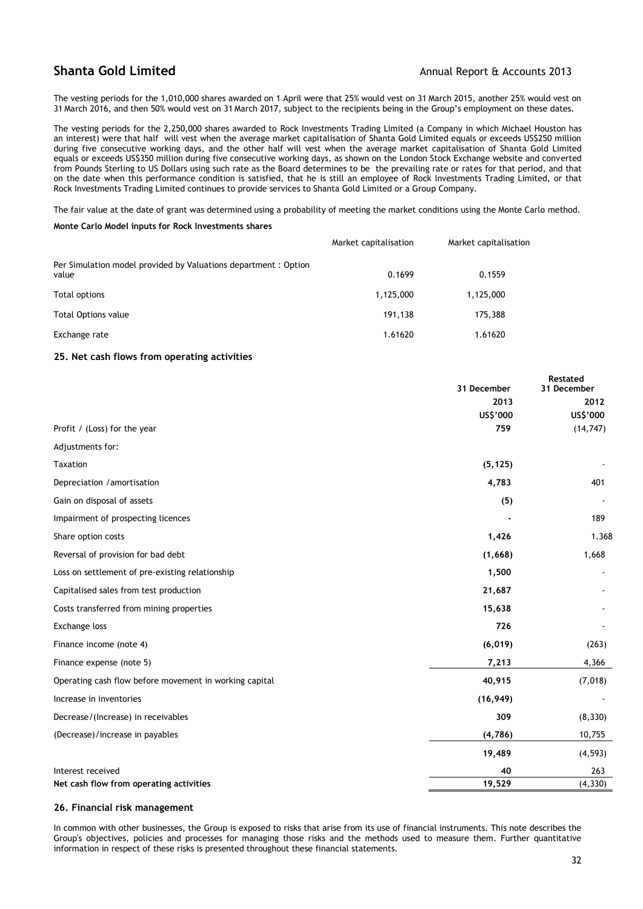The vesting periods for the 1,010,000 shares awarded on 1 April were that 25% would vest on 31 March 2015, another 25% would vest on 31 March 2016, and then 50% would vest on 31 March 2017, subject to the recipients being in the Group's employment on these dates.

The vesting periods for the 2,250,000 shares awarded to Rock Investments Trading Limited (a Company in which Michael Houston has an interest) were that half will vest when the average market capitalisation of Shanta Gold Limited equals or exceeds US$250 million during five consecutive working days, and the other half will vest when the average market capitalisation of Shanta Gold Limited equals or exceeds US$350 million during five consecutive working days, as shown on the London Stock Exchange website and converted from Pounds Sterling to US Dollars using such rate as the Board determines to be the prevailing rate or rates for that period, and that on the date when this performance condition is satisfied, that he is still an employee of Rock Investments Trading Limited, or that Rock Investments Trading Limited continues to provide services to Shanta Gold Limited or a Group Company.

The fair value at the date of grant was determined using a probability of meeting the market conditions using the Monte Carlo method.

**Monte Carlo Model inputs for Rock Investments shares**

| | Market capitalisation | Market capitalisation |
|---|---|---|
| Per Simulation model provided by Valuations department : Option value | 0.1699 | 0.1559 |
| Total options | 1,125,000 | 1,125,000 |
| Total Options value | 191,138 | 175,388 |
| Exchange rate | 1.61620 | 1.61620 |

## 25. Net cash flows from operating activities

| | 31 December 2013 US$'000 | Restated 31 December 2012 US$'000 |
|---|---|---|
| Profit / (Loss) for the year | **759** | (14,747) |
| Adjustments for: | | |
| Taxation | **(5,125)** | - |
| Depreciation /amortisation | **4,783** | 401 |
| Gain on disposal of assets | **(5)** | - |
| Impairment of prospecting licences | **-** | 189 |
| Share option costs | **1,426** | 1.368 |
| Reversal of provision for bad debt | **(1,668)** | 1,668 |
| Loss on settlement of pre-existing relationship | **1,500** | - |
| Capitalised sales from test production | **21,687** | - |
| Costs transferred from mining properties | **15,638** | - |
| Exchange loss | **726** | - |
| Finance income (note 4) | **(6,019)** | (263) |
| Finance expense (note 5) | **7,213** | 4,366 |
| Operating cash flow before movement in working capital | **40,915** | (7,018) |
| Increase in inventories | **(16,949)** | - |
| Decrease/(Increase) in receivables | **309** | (8,330) |
| (Decrease)/increase in payables | **(4,786)** | 10,755 |
| | **19,489** | (4,593) |
| Interest received | **40** | 263 |
| **Net cash flow from operating activities** | **19,529** | (4,330) |

## 26. Financial risk management

In common with other businesses, the Group is exposed to risks that arise from its use of financial instruments. This note describes the Group's objectives, policies and processes for managing those risks and the methods used to measure them. Further quantitative information in respect of these risks is presented throughout these financial statements.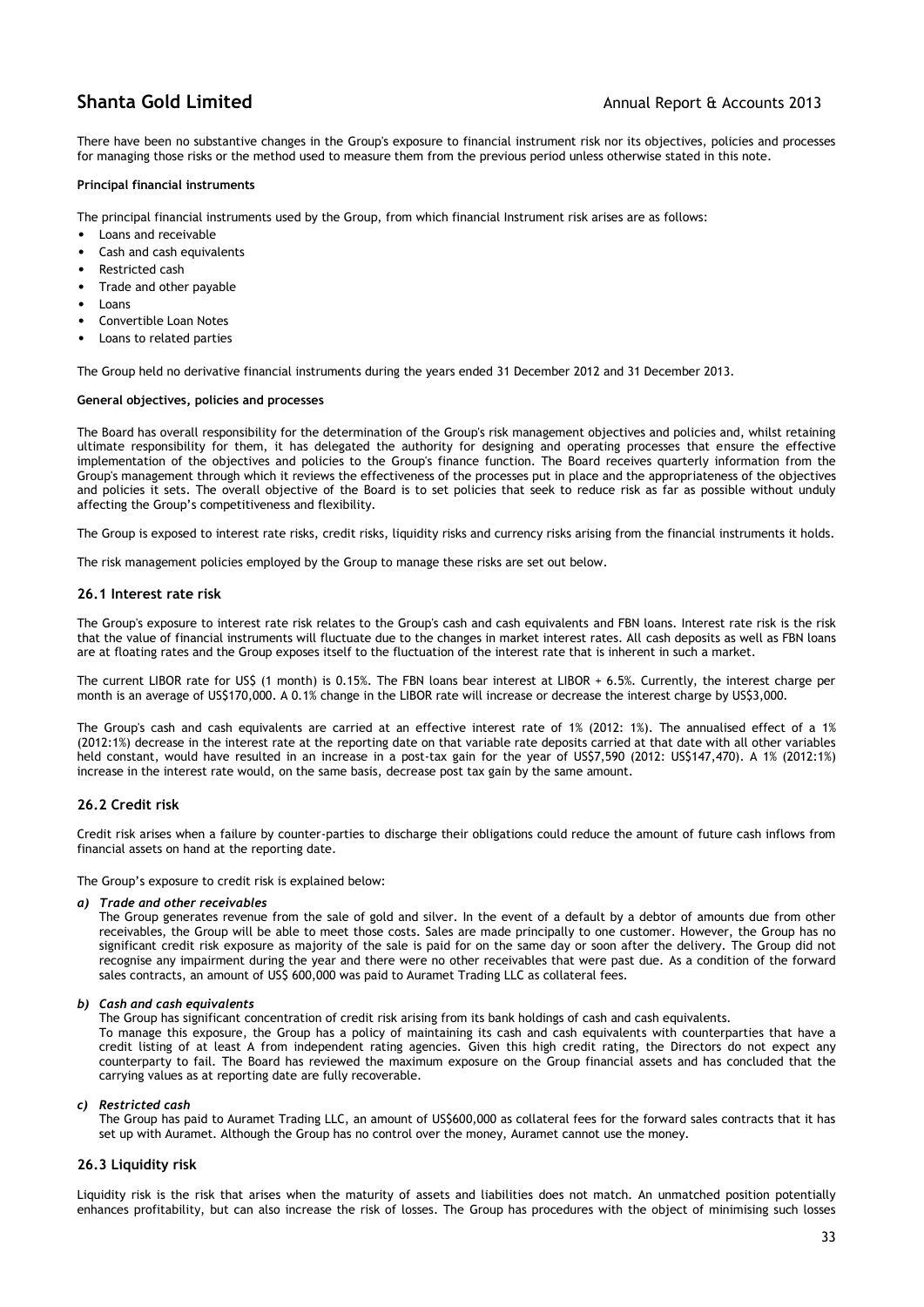There have been no substantive changes in the Group's exposure to financial instrument risk nor its objectives, policies and processes for managing those risks or the method used to measure them from the previous period unless otherwise stated in this note.

**Principal financial instruments**

The principal financial instruments used by the Group, from which financial Instrument risk arises are as follows:

- Loans and receivable
- Cash and cash equivalents
- Restricted cash
- Trade and other payable
- Loans
- Convertible Loan Notes
- Loans to related parties

The Group held no derivative financial instruments during the years ended 31 December 2012 and 31 December 2013.

**General objectives, policies and processes**

The Board has overall responsibility for the determination of the Group's risk management objectives and policies and, whilst retaining ultimate responsibility for them, it has delegated the authority for designing and operating processes that ensure the effective implementation of the objectives and policies to the Group's finance function. The Board receives quarterly information from the Group's management through which it reviews the effectiveness of the processes put in place and the appropriateness of the objectives and policies it sets. The overall objective of the Board is to set policies that seek to reduce risk as far as possible without unduly affecting the Group's competitiveness and flexibility.

The Group is exposed to interest rate risks, credit risks, liquidity risks and currency risks arising from the financial instruments it holds.

The risk management policies employed by the Group to manage these risks are set out below.

### 26.1 Interest rate risk

The Group's exposure to interest rate risk relates to the Group's cash and cash equivalents and FBN loans. Interest rate risk is the risk that the value of financial instruments will fluctuate due to the changes in market interest rates. All cash deposits as well as FBN loans are at floating rates and the Group exposes itself to the fluctuation of the interest rate that is inherent in such a market.

The current LIBOR rate for US$ (1 month) is 0.15%. The FBN loans bear interest at LIBOR + 6.5%. Currently, the interest charge per month is an average of US$170,000. A 0.1% change in the LIBOR rate will increase or decrease the interest charge by US$3,000.

The Group's cash and cash equivalents are carried at an effective interest rate of 1% (2012: 1%). The annualised effect of a 1% (2012:1%) decrease in the interest rate at the reporting date on that variable rate deposits carried at that date with all other variables held constant, would have resulted in an increase in a post-tax gain for the year of US$7,590 (2012: US$147,470). A 1% (2012:1%) increase in the interest rate would, on the same basis, decrease post tax gain by the same amount.

### 26.2 Credit risk

Credit risk arises when a failure by counter-parties to discharge their obligations could reduce the amount of future cash inflows from financial assets on hand at the reporting date.

The Group's exposure to credit risk is explained below:

***a) Trade and other receivables***

The Group generates revenue from the sale of gold and silver. In the event of a default by a debtor of amounts due from other receivables, the Group will be able to meet those costs. Sales are made principally to one customer. However, the Group has no significant credit risk exposure as majority of the sale is paid for on the same day or soon after the delivery. The Group did not recognise any impairment during the year and there were no other receivables that were past due. As a condition of the forward sales contracts, an amount of US$ 600,000 was paid to Auramet Trading LLC as collateral fees.

***b) Cash and cash equivalents***

The Group has significant concentration of credit risk arising from its bank holdings of cash and cash equivalents.

To manage this exposure, the Group has a policy of maintaining its cash and cash equivalents with counterparties that have a credit listing of at least A from independent rating agencies. Given this high credit rating, the Directors do not expect any counterparty to fail. The Board has reviewed the maximum exposure on the Group financial assets and has concluded that the carrying values as at reporting date are fully recoverable.

***c) Restricted cash***

The Group has paid to Auramet Trading LLC, an amount of US$600,000 as collateral fees for the forward sales contracts that it has set up with Auramet. Although the Group has no control over the money, Auramet cannot use the money.

### 26.3 Liquidity risk

Liquidity risk is the risk that arises when the maturity of assets and liabilities does not match. An unmatched position potentially enhances profitability, but can also increase the risk of losses. The Group has procedures with the object of minimising such losses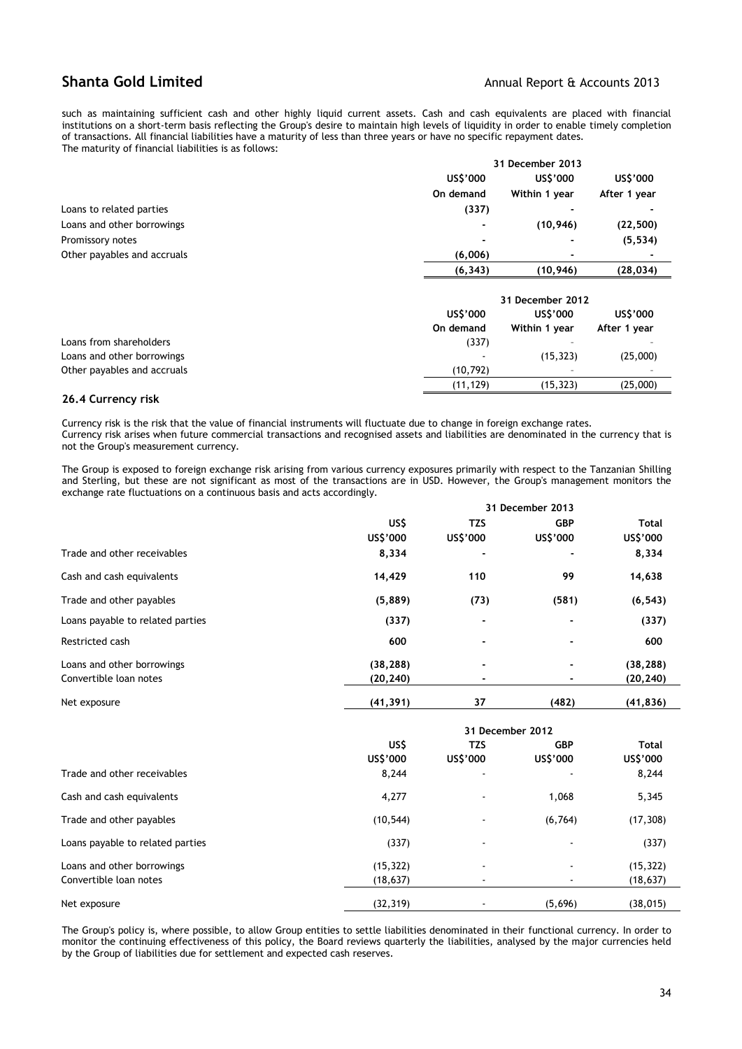such as maintaining sufficient cash and other highly liquid current assets. Cash and cash equivalents are placed with financial institutions on a short-term basis reflecting the Group's desire to maintain high levels of liquidity in order to enable timely completion of transactions. All financial liabilities have a maturity of less than three years or have no specific repayment dates.
The maturity of financial liabilities is as follows:

| | 31 December 2013 | | |
|---|---|---|---|
| | **US$'000** | **US$'000** | **US$'000** |
| | **On demand** | **Within 1 year** | **After 1 year** |
| Loans to related parties | **(337)** | **-** | **-** |
| Loans and other borrowings | **-** | **(10,946)** | **(22,500)** |
| Promissory notes | **-** | **-** | **(5,534)** |
| Other payables and accruals | **(6,006)** | **-** | **-** |
| | **(6,343)** | **(10,946)** | **(28,034)** |

| | 31 December 2012 | | |
|---|---|---|---|
| | **US$'000** | **US$'000** | **US$'000** |
| | **On demand** | **Within 1 year** | **After 1 year** |
| Loans from shareholders | (337) | - | - |
| Loans and other borrowings | - | (15,323) | (25,000) |
| Other payables and accruals | (10,792) | - | - |
| | (11,129) | (15,323) | (25,000) |

### 26.4 Currency risk

Currency risk is the risk that the value of financial instruments will fluctuate due to change in foreign exchange rates.
Currency risk arises when future commercial transactions and recognised assets and liabilities are denominated in the currency that is not the Group's measurement currency.

The Group is exposed to foreign exchange risk arising from various currency exposures primarily with respect to the Tanzanian Shilling and Sterling, but these are not significant as most of the transactions are in USD. However, the Group's management monitors the exchange rate fluctuations on a continuous basis and acts accordingly.

| | 31 December 2013 | | | |
|---|---|---|---|---|
| | **US$** | **TZS** | **GBP** | **Total** |
| | **US$'000** | **US$'000** | **US$'000** | **US$'000** |
| Trade and other receivables | **8,334** | **-** | **-** | **8,334** |
| Cash and cash equivalents | **14,429** | **110** | **99** | **14,638** |
| Trade and other payables | **(5,889)** | **(73)** | **(581)** | **(6,543)** |
| Loans payable to related parties | **(337)** | **-** | **-** | **(337)** |
| Restricted cash | **600** | **-** | **-** | **600** |
| Loans and other borrowings | **(38,288)** | **-** | **-** | **(38,288)** |
| Convertible loan notes | **(20,240)** | **-** | **-** | **(20,240)** |
| Net exposure | **(41,391)** | **37** | **(482)** | **(41,836)** |

| | 31 December 2012 | | | |
|---|---|---|---|---|
| | **US$** | **TZS** | **GBP** | **Total** |
| | **US$'000** | **US$'000** | **US$'000** | **US$'000** |
| Trade and other receivables | 8,244 | - | - | 8,244 |
| Cash and cash equivalents | 4,277 | - | 1,068 | 5,345 |
| Trade and other payables | (10,544) | - | (6,764) | (17,308) |
| Loans payable to related parties | (337) | - | - | (337) |
| Loans and other borrowings | (15,322) | - | - | (15,322) |
| Convertible loan notes | (18,637) | - | - | (18,637) |
| Net exposure | (32,319) | - | (5,696) | (38,015) |

The Group's policy is, where possible, to allow Group entities to settle liabilities denominated in their functional currency. In order to monitor the continuing effectiveness of this policy, the Board reviews quarterly the liabilities, analysed by the major currencies held by the Group of liabilities due for settlement and expected cash reserves.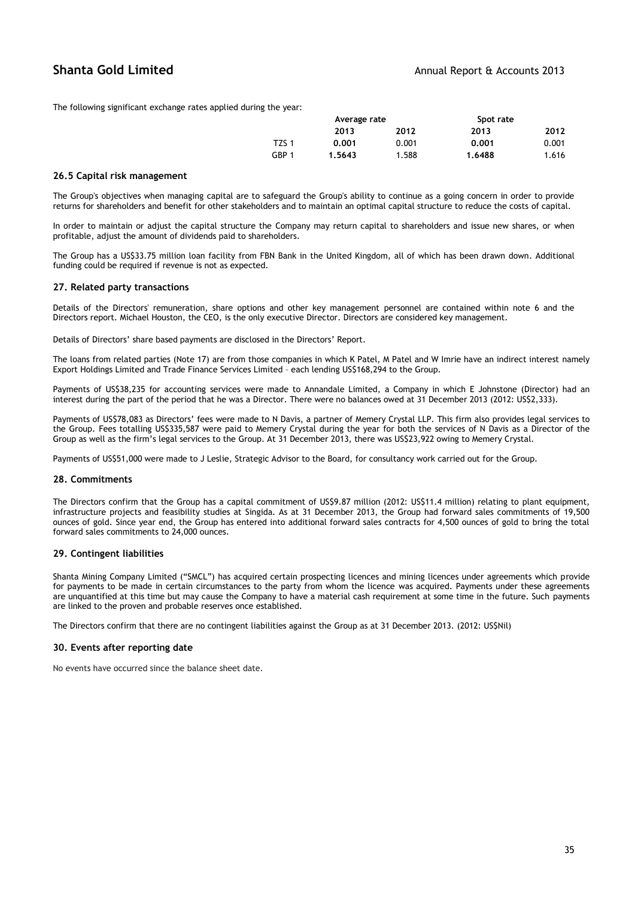The following significant exchange rates applied during the year:

| | Average rate | | Spot rate | |
|---|---|---|---|---|
| | **2013** | **2012** | **2013** | **2012** |
| TZS 1 | **0.001** | 0.001 | **0.001** | 0.001 |
| GBP 1 | **1.5643** | 1.588 | **1.6488** | 1.616 |

### 26.5 Capital risk management

The Group's objectives when managing capital are to safeguard the Group's ability to continue as a going concern in order to provide returns for shareholders and benefit for other stakeholders and to maintain an optimal capital structure to reduce the costs of capital.

In order to maintain or adjust the capital structure the Company may return capital to shareholders and issue new shares, or when profitable, adjust the amount of dividends paid to shareholders.

The Group has a US$33.75 million loan facility from FBN Bank in the United Kingdom, all of which has been drawn down. Additional funding could be required if revenue is not as expected.

### 27. Related party transactions

Details of the Directors' remuneration, share options and other key management personnel are contained within note 6 and the Directors report. Michael Houston, the CEO, is the only executive Director. Directors are considered key management.

Details of Directors' share based payments are disclosed in the Directors' Report.

The loans from related parties (Note 17) are from those companies in which K Patel, M Patel and W Imrie have an indirect interest namely Export Holdings Limited and Trade Finance Services Limited – each lending US$168,294 to the Group.

Payments of US$38,235 for accounting services were made to Annandale Limited, a Company in which E Johnstone (Director) had an interest during the part of the period that he was a Director. There were no balances owed at 31 December 2013 (2012: US$2,333).

Payments of US$78,083 as Directors' fees were made to N Davis, a partner of Memery Crystal LLP. This firm also provides legal services to the Group. Fees totalling US$335,587 were paid to Memery Crystal during the year for both the services of N Davis as a Director of the Group as well as the firm's legal services to the Group. At 31 December 2013, there was US$23,922 owing to Memery Crystal.

Payments of US$51,000 were made to J Leslie, Strategic Advisor to the Board, for consultancy work carried out for the Group.

### 28. Commitments

The Directors confirm that the Group has a capital commitment of US$9.87 million (2012: US$11.4 million) relating to plant equipment, infrastructure projects and feasibility studies at Singida. As at 31 December 2013, the Group had forward sales commitments of 19,500 ounces of gold. Since year end, the Group has entered into additional forward sales contracts for 4,500 ounces of gold to bring the total forward sales commitments to 24,000 ounces.

### 29. Contingent liabilities

Shanta Mining Company Limited ("SMCL") has acquired certain prospecting licences and mining licences under agreements which provide for payments to be made in certain circumstances to the party from whom the licence was acquired. Payments under these agreements are unquantified at this time but may cause the Company to have a material cash requirement at some time in the future. Such payments are linked to the proven and probable reserves once established.

The Directors confirm that there are no contingent liabilities against the Group as at 31 December 2013. (2012: US$Nil)

### 30. Events after reporting date

No events have occurred since the balance sheet date.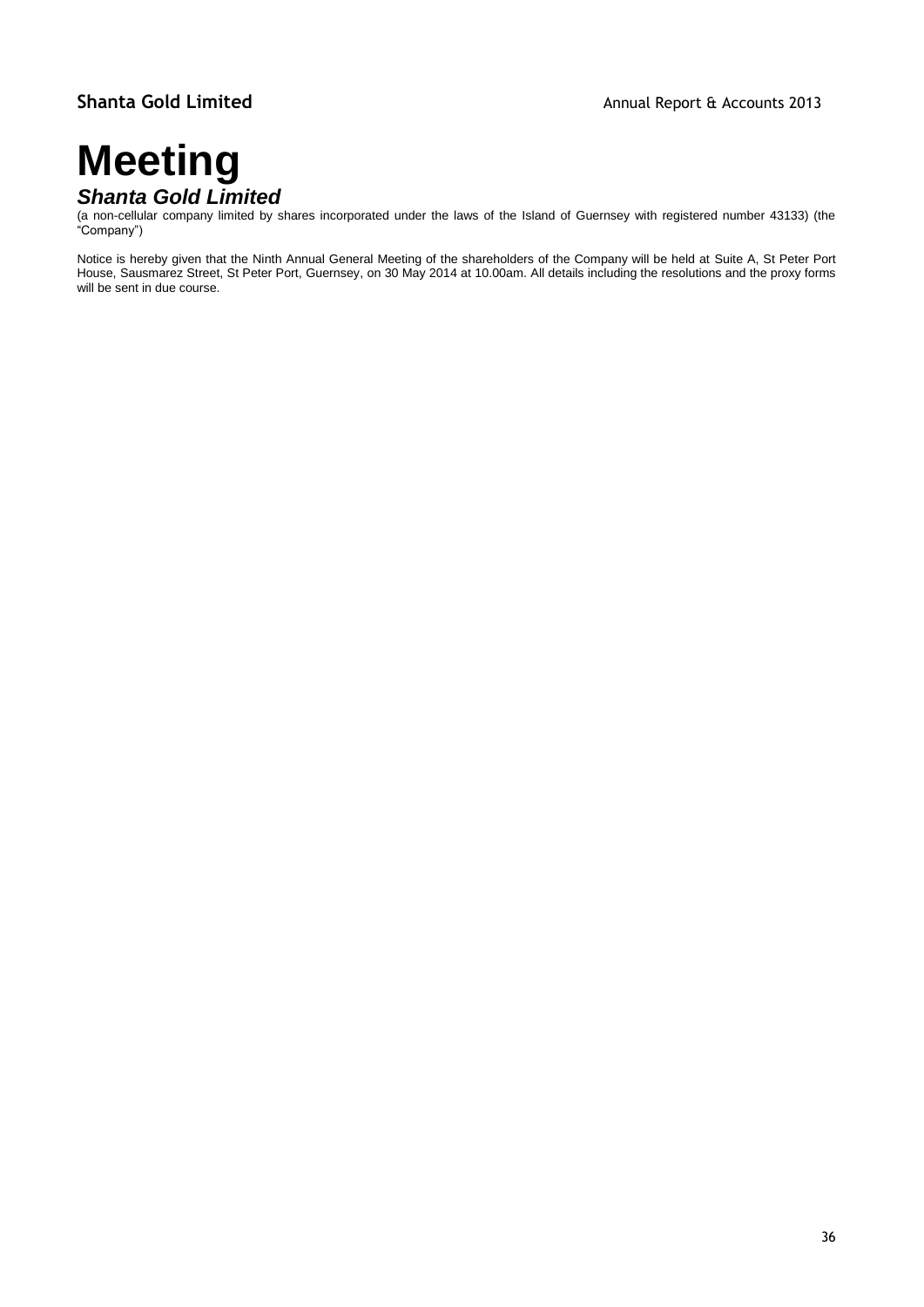# Meeting

## *Shanta Gold Limited*

(a non-cellular company limited by shares incorporated under the laws of the Island of Guernsey with registered number 43133) (the "Company")

Notice is hereby given that the Ninth Annual General Meeting of the shareholders of the Company will be held at Suite A, St Peter Port House, Sausmarez Street, St Peter Port, Guernsey, on 30 May 2014 at 10.00am. All details including the resolutions and the proxy forms will be sent in due course.